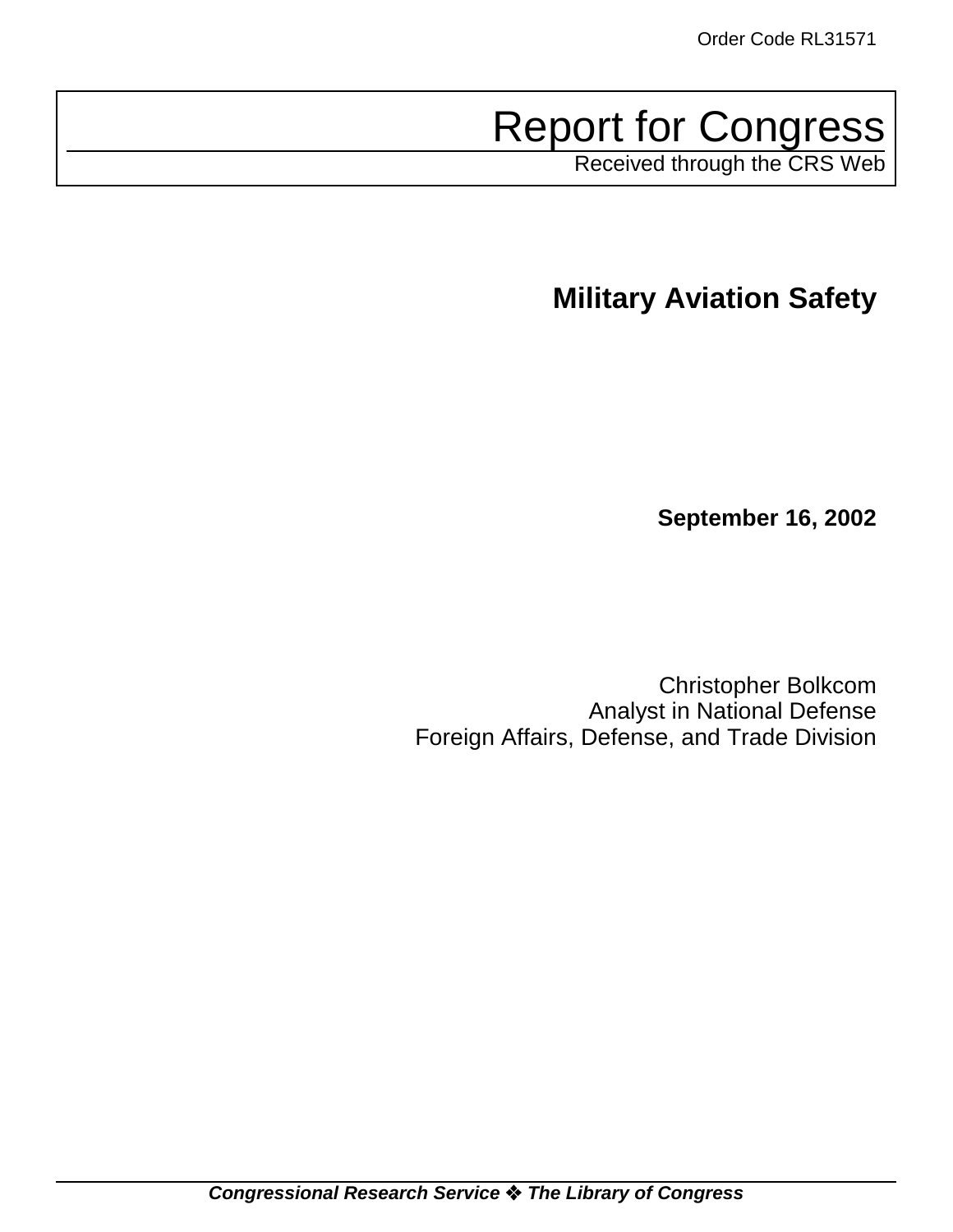Order Code RL31571

# Report for Congress

Received through the CRS Web

## Military Aviation Safety

**September 16, 2002**

Christopher Bolkcom
Analyst in National Defense
Foreign Affairs, Defense, and Trade Division

***Congressional Research Service ❖ The Library of Congress***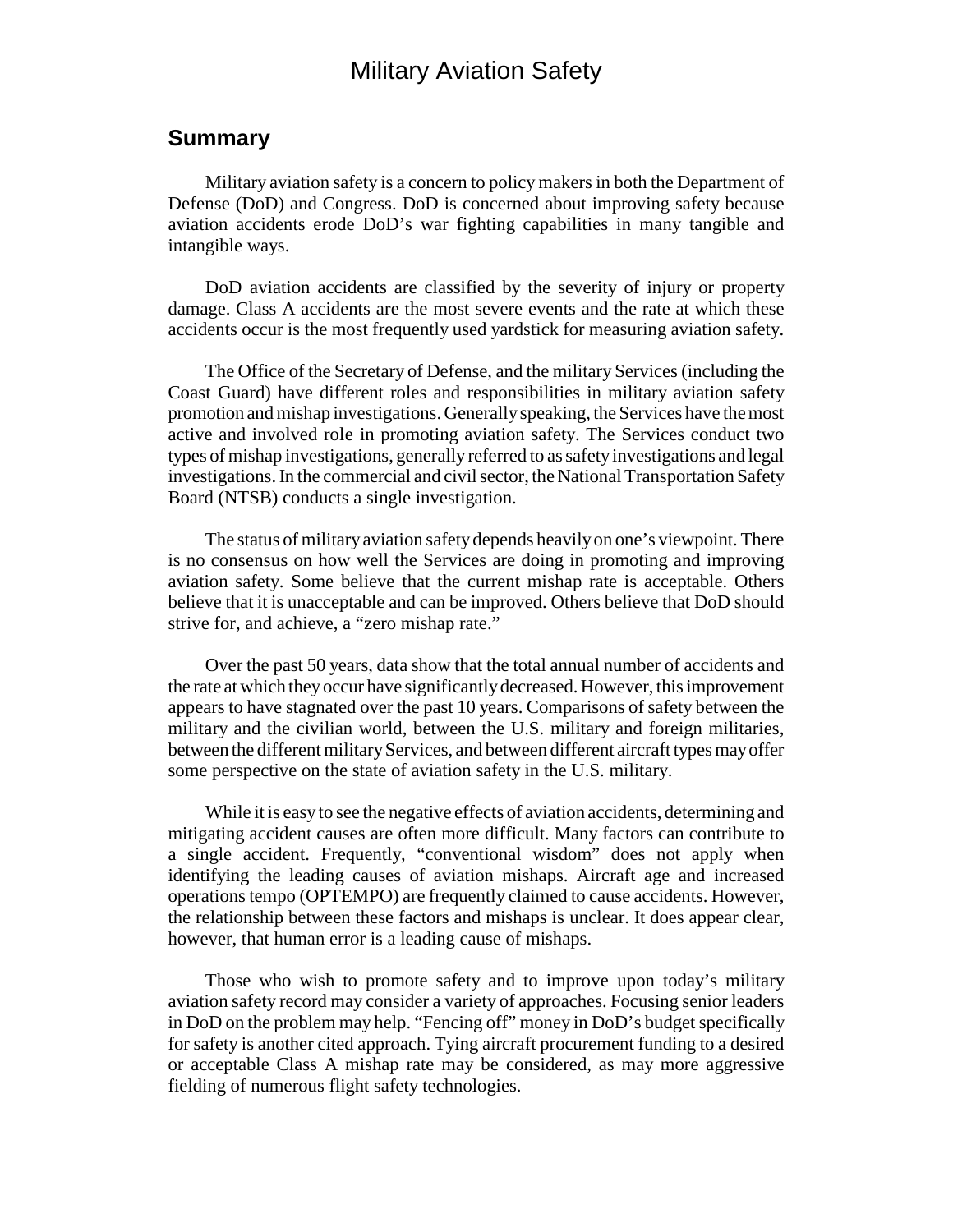# Military Aviation Safety

## Summary

Military aviation safety is a concern to policy makers in both the Department of Defense (DoD) and Congress. DoD is concerned about improving safety because aviation accidents erode DoD's war fighting capabilities in many tangible and intangible ways.

DoD aviation accidents are classified by the severity of injury or property damage. Class A accidents are the most severe events and the rate at which these accidents occur is the most frequently used yardstick for measuring aviation safety.

The Office of the Secretary of Defense, and the military Services (including the Coast Guard) have different roles and responsibilities in military aviation safety promotion and mishap investigations. Generally speaking, the Services have the most active and involved role in promoting aviation safety. The Services conduct two types of mishap investigations, generally referred to as safety investigations and legal investigations. In the commercial and civil sector, the National Transportation Safety Board (NTSB) conducts a single investigation.

The status of military aviation safety depends heavily on one's viewpoint. There is no consensus on how well the Services are doing in promoting and improving aviation safety. Some believe that the current mishap rate is acceptable. Others believe that it is unacceptable and can be improved. Others believe that DoD should strive for, and achieve, a "zero mishap rate."

Over the past 50 years, data show that the total annual number of accidents and the rate at which they occur have significantly decreased. However, this improvement appears to have stagnated over the past 10 years. Comparisons of safety between the military and the civilian world, between the U.S. military and foreign militaries, between the different military Services, and between different aircraft types may offer some perspective on the state of aviation safety in the U.S. military.

While it is easy to see the negative effects of aviation accidents, determining and mitigating accident causes are often more difficult. Many factors can contribute to a single accident. Frequently, "conventional wisdom" does not apply when identifying the leading causes of aviation mishaps. Aircraft age and increased operations tempo (OPTEMPO) are frequently claimed to cause accidents. However, the relationship between these factors and mishaps is unclear. It does appear clear, however, that human error is a leading cause of mishaps.

Those who wish to promote safety and to improve upon today's military aviation safety record may consider a variety of approaches. Focusing senior leaders in DoD on the problem may help. "Fencing off" money in DoD's budget specifically for safety is another cited approach. Tying aircraft procurement funding to a desired or acceptable Class A mishap rate may be considered, as may more aggressive fielding of numerous flight safety technologies.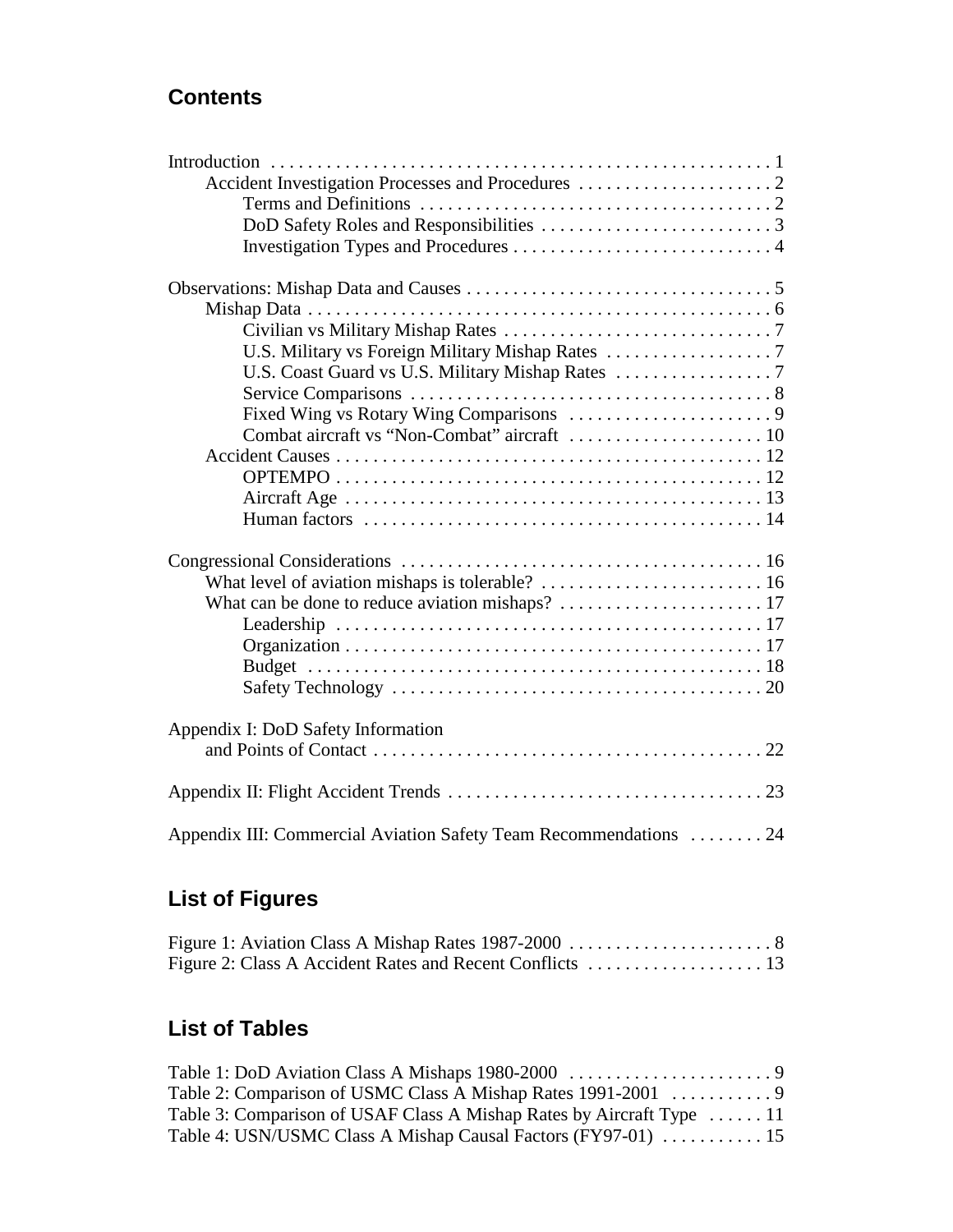## Contents

Introduction . . . . . 1
- Accident Investigation Processes and Procedures . . . . . 2
  - Terms and Definitions . . . . . 2
  - DoD Safety Roles and Responsibilities . . . . . 3
  - Investigation Types and Procedures . . . . . 4

Observations: Mishap Data and Causes . . . . . 5
- Mishap Data . . . . . 6
  - Civilian vs Military Mishap Rates . . . . . 7
  - U.S. Military vs Foreign Military Mishap Rates . . . . . 7
  - U.S. Coast Guard vs U.S. Military Mishap Rates . . . . . 7
  - Service Comparisons . . . . . 8
  - Fixed Wing vs Rotary Wing Comparisons . . . . . 9
  - Combat aircraft vs "Non-Combat" aircraft . . . . . 10
- Accident Causes . . . . . 12
  - OPTEMPO . . . . . 12
  - Aircraft Age . . . . . 13
  - Human factors . . . . . 14

Congressional Considerations . . . . . 16
- What level of aviation mishaps is tolerable? . . . . . 16
- What can be done to reduce aviation mishaps? . . . . . 17
  - Leadership . . . . . 17
  - Organization . . . . . 17
  - Budget . . . . . 18
  - Safety Technology . . . . . 20

Appendix I: DoD Safety Information and Points of Contact . . . . . 22

Appendix II: Flight Accident Trends . . . . . 23

Appendix III: Commercial Aviation Safety Team Recommendations . . . . . 24

## List of Figures

Figure 1: Aviation Class A Mishap Rates 1987-2000 . . . . . 8
Figure 2: Class A Accident Rates and Recent Conflicts . . . . . 13

## List of Tables

Table 1: DoD Aviation Class A Mishaps 1980-2000 . . . . . 9
Table 2: Comparison of USMC Class A Mishap Rates 1991-2001 . . . . . 9
Table 3: Comparison of USAF Class A Mishap Rates by Aircraft Type . . . . . 11
Table 4: USN/USMC Class A Mishap Causal Factors (FY97-01) . . . . . 15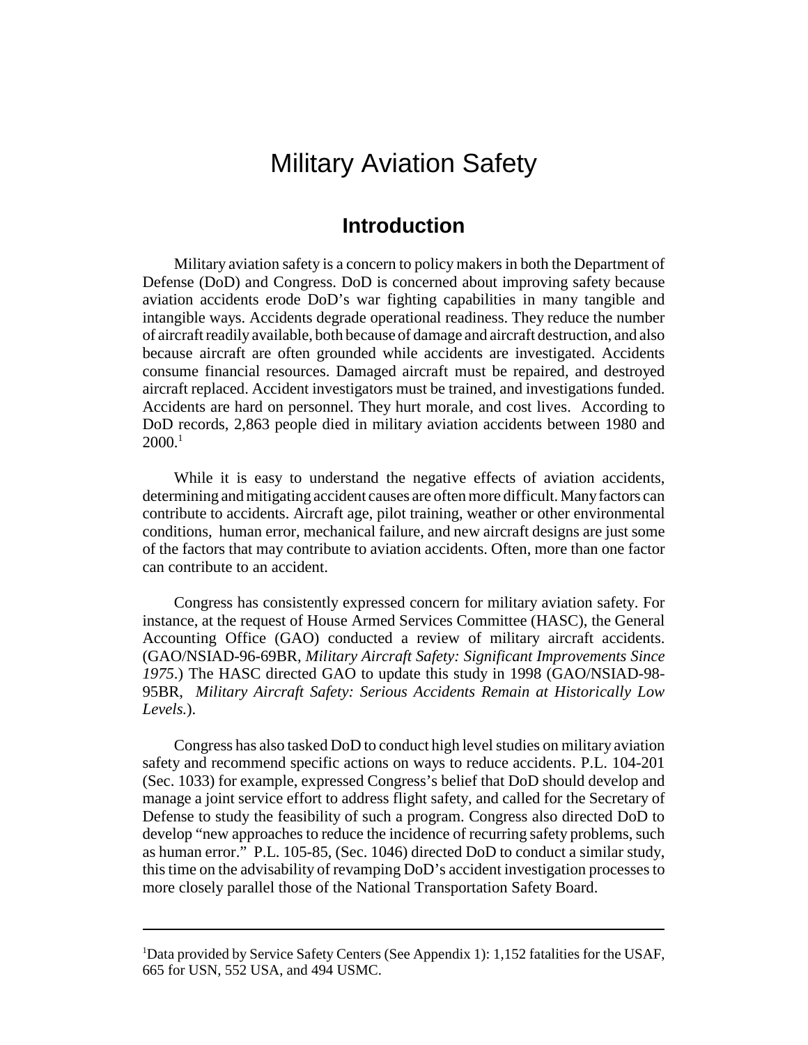# Military Aviation Safety

## Introduction

Military aviation safety is a concern to policy makers in both the Department of Defense (DoD) and Congress. DoD is concerned about improving safety because aviation accidents erode DoD's war fighting capabilities in many tangible and intangible ways. Accidents degrade operational readiness. They reduce the number of aircraft readily available, both because of damage and aircraft destruction, and also because aircraft are often grounded while accidents are investigated. Accidents consume financial resources. Damaged aircraft must be repaired, and destroyed aircraft replaced. Accident investigators must be trained, and investigations funded. Accidents are hard on personnel. They hurt morale, and cost lives. According to DoD records, 2,863 people died in military aviation accidents between 1980 and 2000.[1]

While it is easy to understand the negative effects of aviation accidents, determining and mitigating accident causes are often more difficult. Many factors can contribute to accidents. Aircraft age, pilot training, weather or other environmental conditions, human error, mechanical failure, and new aircraft designs are just some of the factors that may contribute to aviation accidents. Often, more than one factor can contribute to an accident.

Congress has consistently expressed concern for military aviation safety. For instance, at the request of House Armed Services Committee (HASC), the General Accounting Office (GAO) conducted a review of military aircraft accidents. (GAO/NSIAD-96-69BR, *Military Aircraft Safety: Significant Improvements Since 1975*.) The HASC directed GAO to update this study in 1998 (GAO/NSIAD-98-95BR, *Military Aircraft Safety: Serious Accidents Remain at Historically Low Levels.*).

Congress has also tasked DoD to conduct high level studies on military aviation safety and recommend specific actions on ways to reduce accidents. P.L. 104-201 (Sec. 1033) for example, expressed Congress's belief that DoD should develop and manage a joint service effort to address flight safety, and called for the Secretary of Defense to study the feasibility of such a program. Congress also directed DoD to develop "new approaches to reduce the incidence of recurring safety problems, such as human error." P.L. 105-85, (Sec. 1046) directed DoD to conduct a similar study, this time on the advisability of revamping DoD's accident investigation processes to more closely parallel those of the National Transportation Safety Board.

---

[1] Data provided by Service Safety Centers (See Appendix 1): 1,152 fatalities for the USAF, 665 for USN, 552 USA, and 494 USMC.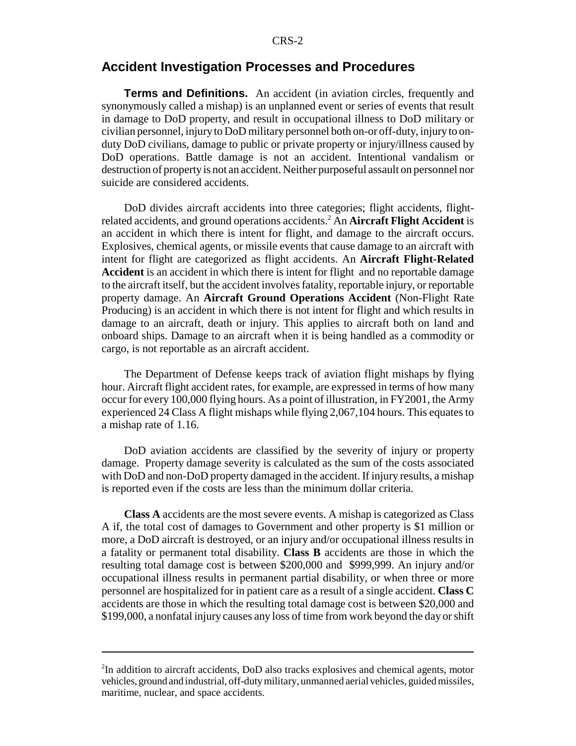## Accident Investigation Processes and Procedures

**Terms and Definitions.** An accident (in aviation circles, frequently and synonymously called a mishap) is an unplanned event or series of events that result in damage to DoD property, and result in occupational illness to DoD military or civilian personnel, injury to DoD military personnel both on-or off-duty, injury to on-duty DoD civilians, damage to public or private property or injury/illness caused by DoD operations. Battle damage is not an accident. Intentional vandalism or destruction of property is not an accident. Neither purposeful assault on personnel nor suicide are considered accidents.

DoD divides aircraft accidents into three categories; flight accidents, flight-related accidents, and ground operations accidents.[2] An **Aircraft Flight Accident** is an accident in which there is intent for flight, and damage to the aircraft occurs. Explosives, chemical agents, or missile events that cause damage to an aircraft with intent for flight are categorized as flight accidents. An **Aircraft Flight-Related Accident** is an accident in which there is intent for flight and no reportable damage to the aircraft itself, but the accident involves fatality, reportable injury, or reportable property damage. An **Aircraft Ground Operations Accident** (Non-Flight Rate Producing) is an accident in which there is not intent for flight and which results in damage to an aircraft, death or injury. This applies to aircraft both on land and onboard ships. Damage to an aircraft when it is being handled as a commodity or cargo, is not reportable as an aircraft accident.

The Department of Defense keeps track of aviation flight mishaps by flying hour. Aircraft flight accident rates, for example, are expressed in terms of how many occur for every 100,000 flying hours. As a point of illustration, in FY2001, the Army experienced 24 Class A flight mishaps while flying 2,067,104 hours. This equates to a mishap rate of 1.16.

DoD aviation accidents are classified by the severity of injury or property damage. Property damage severity is calculated as the sum of the costs associated with DoD and non-DoD property damaged in the accident. If injury results, a mishap is reported even if the costs are less than the minimum dollar criteria.

**Class A** accidents are the most severe events. A mishap is categorized as Class A if, the total cost of damages to Government and other property is $1 million or more, a DoD aircraft is destroyed, or an injury and/or occupational illness results in a fatality or permanent total disability. **Class B** accidents are those in which the resulting total damage cost is between $200,000 and $999,999. An injury and/or occupational illness results in permanent partial disability, or when three or more personnel are hospitalized for in patient care as a result of a single accident. **Class C** accidents are those in which the resulting total damage cost is between $20,000 and $199,000, a nonfatal injury causes any loss of time from work beyond the day or shift

---

[2] In addition to aircraft accidents, DoD also tracks explosives and chemical agents, motor vehicles, ground and industrial, off-duty military, unmanned aerial vehicles, guided missiles, maritime, nuclear, and space accidents.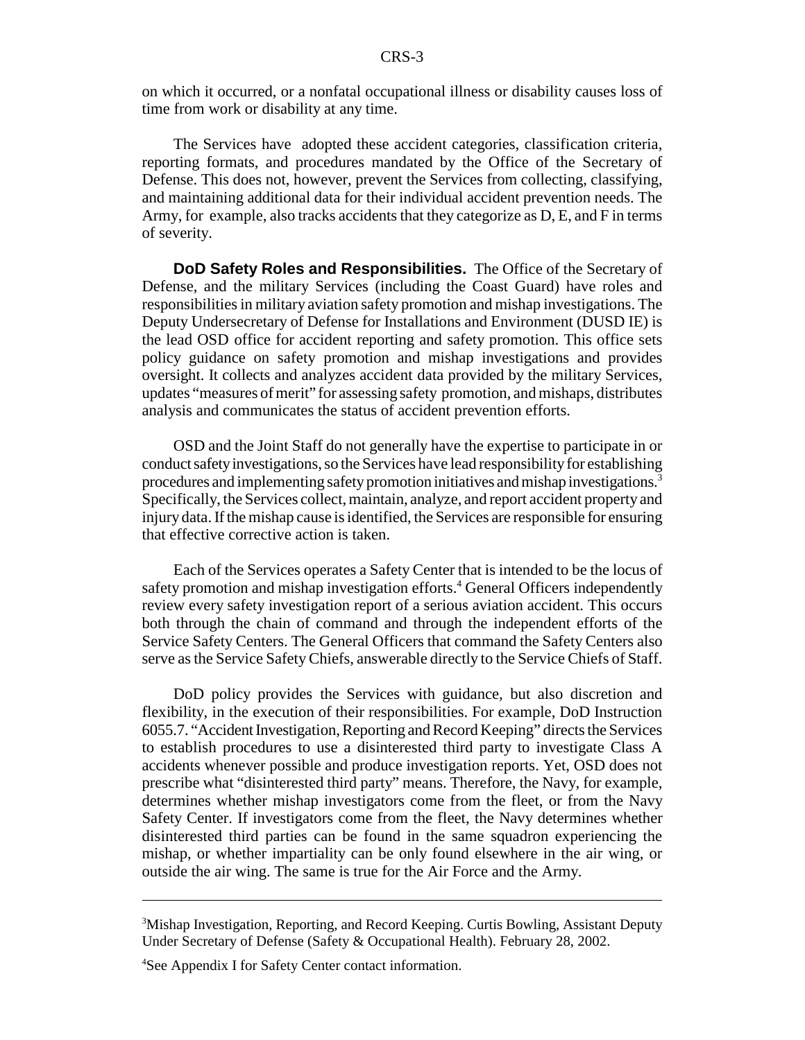on which it occurred, or a nonfatal occupational illness or disability causes loss of time from work or disability at any time.

The Services have adopted these accident categories, classification criteria, reporting formats, and procedures mandated by the Office of the Secretary of Defense. This does not, however, prevent the Services from collecting, classifying, and maintaining additional data for their individual accident prevention needs. The Army, for example, also tracks accidents that they categorize as D, E, and F in terms of severity.

**DoD Safety Roles and Responsibilities.** The Office of the Secretary of Defense, and the military Services (including the Coast Guard) have roles and responsibilities in military aviation safety promotion and mishap investigations. The Deputy Undersecretary of Defense for Installations and Environment (DUSD IE) is the lead OSD office for accident reporting and safety promotion. This office sets policy guidance on safety promotion and mishap investigations and provides oversight. It collects and analyzes accident data provided by the military Services, updates "measures of merit" for assessing safety promotion, and mishaps, distributes analysis and communicates the status of accident prevention efforts.

OSD and the Joint Staff do not generally have the expertise to participate in or conduct safety investigations, so the Services have lead responsibility for establishing procedures and implementing safety promotion initiatives and mishap investigations.[3] Specifically, the Services collect, maintain, analyze, and report accident property and injury data. If the mishap cause is identified, the Services are responsible for ensuring that effective corrective action is taken.

Each of the Services operates a Safety Center that is intended to be the locus of safety promotion and mishap investigation efforts.[4] General Officers independently review every safety investigation report of a serious aviation accident. This occurs both through the chain of command and through the independent efforts of the Service Safety Centers. The General Officers that command the Safety Centers also serve as the Service Safety Chiefs, answerable directly to the Service Chiefs of Staff.

DoD policy provides the Services with guidance, but also discretion and flexibility, in the execution of their responsibilities. For example, DoD Instruction 6055.7. "Accident Investigation, Reporting and Record Keeping" directs the Services to establish procedures to use a disinterested third party to investigate Class A accidents whenever possible and produce investigation reports. Yet, OSD does not prescribe what "disinterested third party" means. Therefore, the Navy, for example, determines whether mishap investigators come from the fleet, or from the Navy Safety Center. If investigators come from the fleet, the Navy determines whether disinterested third parties can be found in the same squadron experiencing the mishap, or whether impartiality can be only found elsewhere in the air wing, or outside the air wing. The same is true for the Air Force and the Army.

---

[3] Mishap Investigation, Reporting, and Record Keeping. Curtis Bowling, Assistant Deputy Under Secretary of Defense (Safety & Occupational Health). February 28, 2002.

[4] See Appendix I for Safety Center contact information.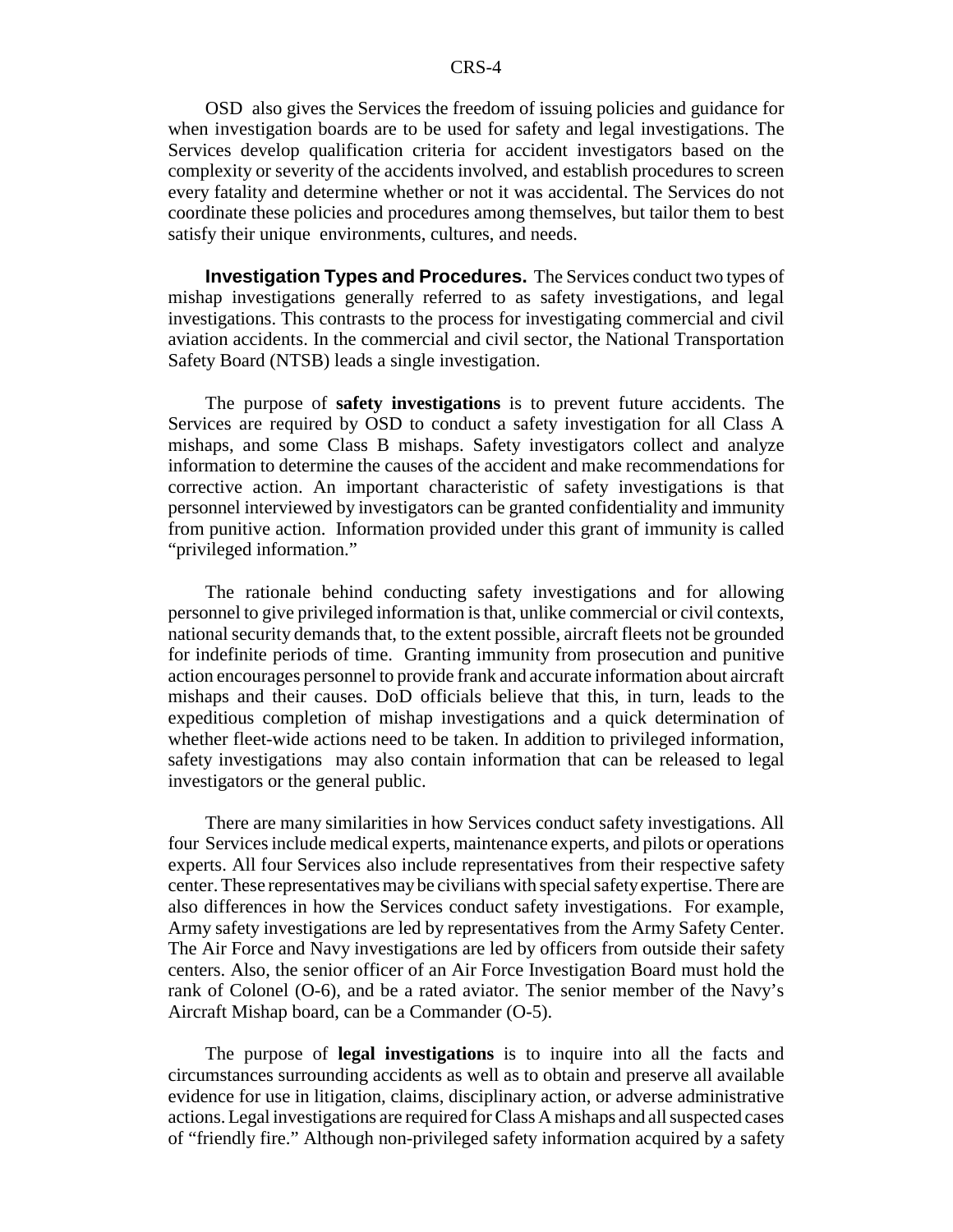OSD also gives the Services the freedom of issuing policies and guidance for when investigation boards are to be used for safety and legal investigations. The Services develop qualification criteria for accident investigators based on the complexity or severity of the accidents involved, and establish procedures to screen every fatality and determine whether or not it was accidental. The Services do not coordinate these policies and procedures among themselves, but tailor them to best satisfy their unique environments, cultures, and needs.

**Investigation Types and Procedures.** The Services conduct two types of mishap investigations generally referred to as safety investigations, and legal investigations. This contrasts to the process for investigating commercial and civil aviation accidents. In the commercial and civil sector, the National Transportation Safety Board (NTSB) leads a single investigation.

The purpose of **safety investigations** is to prevent future accidents. The Services are required by OSD to conduct a safety investigation for all Class A mishaps, and some Class B mishaps. Safety investigators collect and analyze information to determine the causes of the accident and make recommendations for corrective action. An important characteristic of safety investigations is that personnel interviewed by investigators can be granted confidentiality and immunity from punitive action. Information provided under this grant of immunity is called "privileged information."

The rationale behind conducting safety investigations and for allowing personnel to give privileged information is that, unlike commercial or civil contexts, national security demands that, to the extent possible, aircraft fleets not be grounded for indefinite periods of time. Granting immunity from prosecution and punitive action encourages personnel to provide frank and accurate information about aircraft mishaps and their causes. DoD officials believe that this, in turn, leads to the expeditious completion of mishap investigations and a quick determination of whether fleet-wide actions need to be taken. In addition to privileged information, safety investigations may also contain information that can be released to legal investigators or the general public.

There are many similarities in how Services conduct safety investigations. All four Services include medical experts, maintenance experts, and pilots or operations experts. All four Services also include representatives from their respective safety center. These representatives may be civilians with special safety expertise. There are also differences in how the Services conduct safety investigations. For example, Army safety investigations are led by representatives from the Army Safety Center. The Air Force and Navy investigations are led by officers from outside their safety centers. Also, the senior officer of an Air Force Investigation Board must hold the rank of Colonel (O-6), and be a rated aviator. The senior member of the Navy's Aircraft Mishap board, can be a Commander (O-5).

The purpose of **legal investigations** is to inquire into all the facts and circumstances surrounding accidents as well as to obtain and preserve all available evidence for use in litigation, claims, disciplinary action, or adverse administrative actions. Legal investigations are required for Class A mishaps and all suspected cases of "friendly fire." Although non-privileged safety information acquired by a safety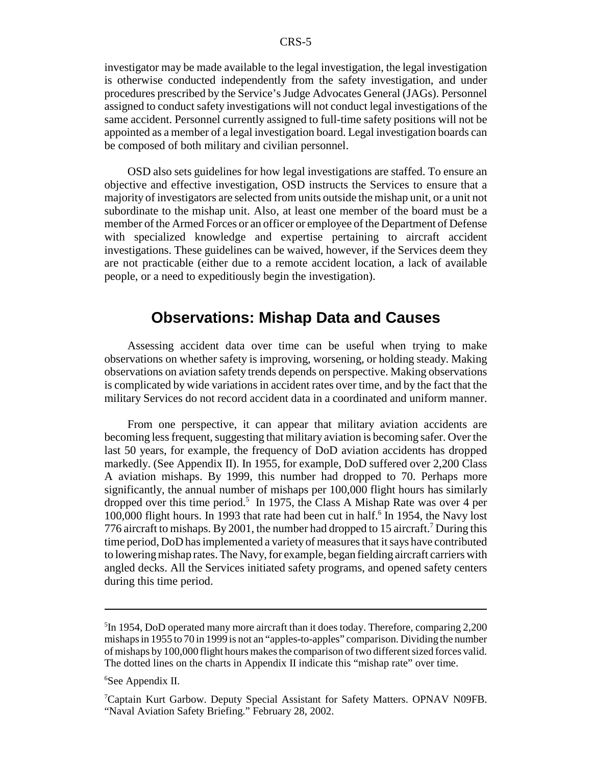investigator may be made available to the legal investigation, the legal investigation is otherwise conducted independently from the safety investigation, and under procedures prescribed by the Service's Judge Advocates General (JAGs). Personnel assigned to conduct safety investigations will not conduct legal investigations of the same accident. Personnel currently assigned to full-time safety positions will not be appointed as a member of a legal investigation board. Legal investigation boards can be composed of both military and civilian personnel.

OSD also sets guidelines for how legal investigations are staffed. To ensure an objective and effective investigation, OSD instructs the Services to ensure that a majority of investigators are selected from units outside the mishap unit, or a unit not subordinate to the mishap unit. Also, at least one member of the board must be a member of the Armed Forces or an officer or employee of the Department of Defense with specialized knowledge and expertise pertaining to aircraft accident investigations. These guidelines can be waived, however, if the Services deem they are not practicable (either due to a remote accident location, a lack of available people, or a need to expeditiously begin the investigation).

## Observations: Mishap Data and Causes

Assessing accident data over time can be useful when trying to make observations on whether safety is improving, worsening, or holding steady. Making observations on aviation safety trends depends on perspective. Making observations is complicated by wide variations in accident rates over time, and by the fact that the military Services do not record accident data in a coordinated and uniform manner.

From one perspective, it can appear that military aviation accidents are becoming less frequent, suggesting that military aviation is becoming safer. Over the last 50 years, for example, the frequency of DoD aviation accidents has dropped markedly. (See Appendix II). In 1955, for example, DoD suffered over 2,200 Class A aviation mishaps. By 1999, this number had dropped to 70. Perhaps more significantly, the annual number of mishaps per 100,000 flight hours has similarly dropped over this time period.[5] In 1975, the Class A Mishap Rate was over 4 per 100,000 flight hours. In 1993 that rate had been cut in half.[6] In 1954, the Navy lost 776 aircraft to mishaps. By 2001, the number had dropped to 15 aircraft.[7] During this time period, DoD has implemented a variety of measures that it says have contributed to lowering mishap rates. The Navy, for example, began fielding aircraft carriers with angled decks. All the Services initiated safety programs, and opened safety centers during this time period.

---

[5]In 1954, DoD operated many more aircraft than it does today. Therefore, comparing 2,200 mishaps in 1955 to 70 in 1999 is not an "apples-to-apples" comparison. Dividing the number of mishaps by 100,000 flight hours makes the comparison of two different sized forces valid. The dotted lines on the charts in Appendix II indicate this "mishap rate" over time.

[6]See Appendix II.

[7]Captain Kurt Garbow. Deputy Special Assistant for Safety Matters. OPNAV N09FB. "Naval Aviation Safety Briefing." February 28, 2002.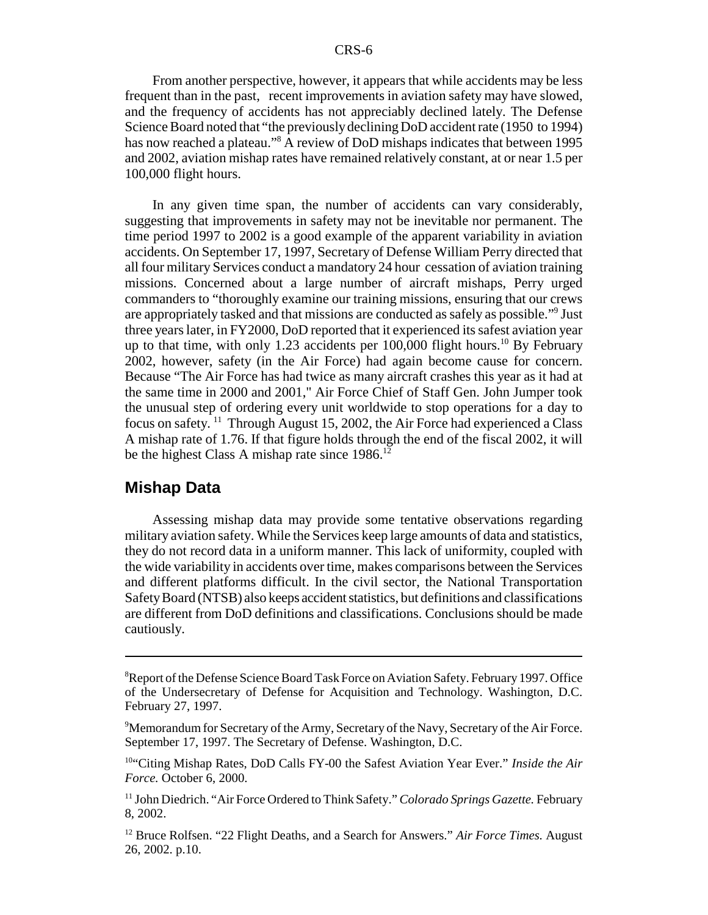From another perspective, however, it appears that while accidents may be less frequent than in the past, recent improvements in aviation safety may have slowed, and the frequency of accidents has not appreciably declined lately. The Defense Science Board noted that "the previously declining DoD accident rate (1950 to 1994) has now reached a plateau."[8] A review of DoD mishaps indicates that between 1995 and 2002, aviation mishap rates have remained relatively constant, at or near 1.5 per 100,000 flight hours.

In any given time span, the number of accidents can vary considerably, suggesting that improvements in safety may not be inevitable nor permanent. The time period 1997 to 2002 is a good example of the apparent variability in aviation accidents. On September 17, 1997, Secretary of Defense William Perry directed that all four military Services conduct a mandatory 24 hour cessation of aviation training missions. Concerned about a large number of aircraft mishaps, Perry urged commanders to "thoroughly examine our training missions, ensuring that our crews are appropriately tasked and that missions are conducted as safely as possible."[9] Just three years later, in FY2000, DoD reported that it experienced its safest aviation year up to that time, with only 1.23 accidents per 100,000 flight hours.[10] By February 2002, however, safety (in the Air Force) had again become cause for concern. Because "The Air Force has had twice as many aircraft crashes this year as it had at the same time in 2000 and 2001," Air Force Chief of Staff Gen. John Jumper took the unusual step of ordering every unit worldwide to stop operations for a day to focus on safety.[11] Through August 15, 2002, the Air Force had experienced a Class A mishap rate of 1.76. If that figure holds through the end of the fiscal 2002, it will be the highest Class A mishap rate since 1986.[12]

## Mishap Data

Assessing mishap data may provide some tentative observations regarding military aviation safety. While the Services keep large amounts of data and statistics, they do not record data in a uniform manner. This lack of uniformity, coupled with the wide variability in accidents over time, makes comparisons between the Services and different platforms difficult. In the civil sector, the National Transportation Safety Board (NTSB) also keeps accident statistics, but definitions and classifications are different from DoD definitions and classifications. Conclusions should be made cautiously.

---

[8] Report of the Defense Science Board Task Force on Aviation Safety. February 1997. Office of the Undersecretary of Defense for Acquisition and Technology. Washington, D.C. February 27, 1997.

[9] Memorandum for Secretary of the Army, Secretary of the Navy, Secretary of the Air Force. September 17, 1997. The Secretary of Defense. Washington, D.C.

[10] "Citing Mishap Rates, DoD Calls FY-00 the Safest Aviation Year Ever." *Inside the Air Force.* October 6, 2000.

[11] John Diedrich. "Air Force Ordered to Think Safety." *Colorado Springs Gazette.* February 8, 2002.

[12] Bruce Rolfsen. "22 Flight Deaths, and a Search for Answers." *Air Force Times.* August 26, 2002. p.10.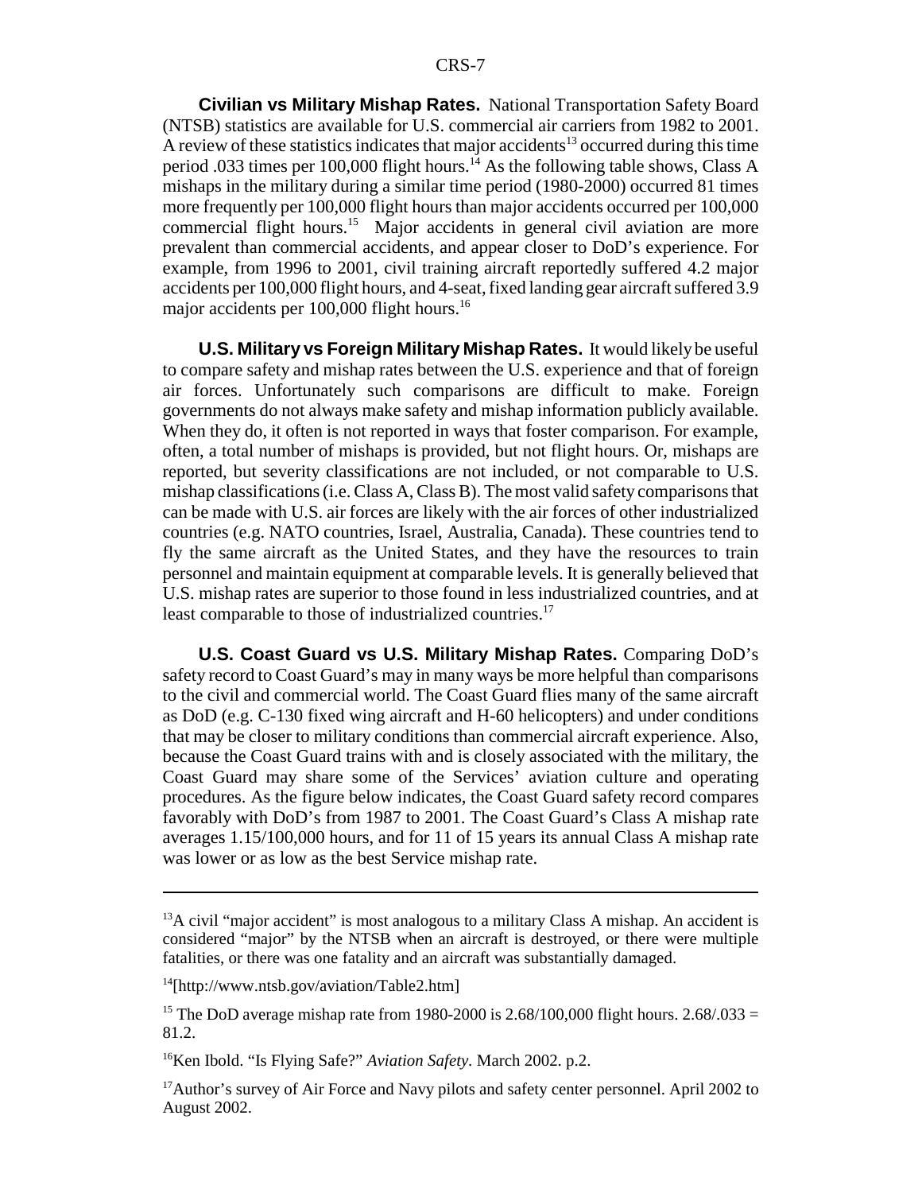**Civilian vs Military Mishap Rates.** National Transportation Safety Board (NTSB) statistics are available for U.S. commercial air carriers from 1982 to 2001. A review of these statistics indicates that major accidents[13] occurred during this time period .033 times per 100,000 flight hours.[14] As the following table shows, Class A mishaps in the military during a similar time period (1980-2000) occurred 81 times more frequently per 100,000 flight hours than major accidents occurred per 100,000 commercial flight hours.[15] Major accidents in general civil aviation are more prevalent than commercial accidents, and appear closer to DoD's experience. For example, from 1996 to 2001, civil training aircraft reportedly suffered 4.2 major accidents per 100,000 flight hours, and 4-seat, fixed landing gear aircraft suffered 3.9 major accidents per 100,000 flight hours.[16]

**U.S. Military vs Foreign Military Mishap Rates.** It would likely be useful to compare safety and mishap rates between the U.S. experience and that of foreign air forces. Unfortunately such comparisons are difficult to make. Foreign governments do not always make safety and mishap information publicly available. When they do, it often is not reported in ways that foster comparison. For example, often, a total number of mishaps is provided, but not flight hours. Or, mishaps are reported, but severity classifications are not included, or not comparable to U.S. mishap classifications (i.e. Class A, Class B). The most valid safety comparisons that can be made with U.S. air forces are likely with the air forces of other industrialized countries (e.g. NATO countries, Israel, Australia, Canada). These countries tend to fly the same aircraft as the United States, and they have the resources to train personnel and maintain equipment at comparable levels. It is generally believed that U.S. mishap rates are superior to those found in less industrialized countries, and at least comparable to those of industrialized countries.[17]

**U.S. Coast Guard vs U.S. Military Mishap Rates.** Comparing DoD's safety record to Coast Guard's may in many ways be more helpful than comparisons to the civil and commercial world. The Coast Guard flies many of the same aircraft as DoD (e.g. C-130 fixed wing aircraft and H-60 helicopters) and under conditions that may be closer to military conditions than commercial aircraft experience. Also, because the Coast Guard trains with and is closely associated with the military, the Coast Guard may share some of the Services' aviation culture and operating procedures. As the figure below indicates, the Coast Guard safety record compares favorably with DoD's from 1987 to 2001. The Coast Guard's Class A mishap rate averages 1.15/100,000 hours, and for 11 of 15 years its annual Class A mishap rate was lower or as low as the best Service mishap rate.

---

[13] A civil "major accident" is most analogous to a military Class A mishap. An accident is considered "major" by the NTSB when an aircraft is destroyed, or there were multiple fatalities, or there was one fatality and an aircraft was substantially damaged.

[14] [http://www.ntsb.gov/aviation/Table2.htm]

[15] The DoD average mishap rate from 1980-2000 is 2.68/100,000 flight hours. 2.68/.033 = 81.2.

[16] Ken Ibold. "Is Flying Safe?" *Aviation Safety*. March 2002. p.2.

[17] Author's survey of Air Force and Navy pilots and safety center personnel. April 2002 to August 2002.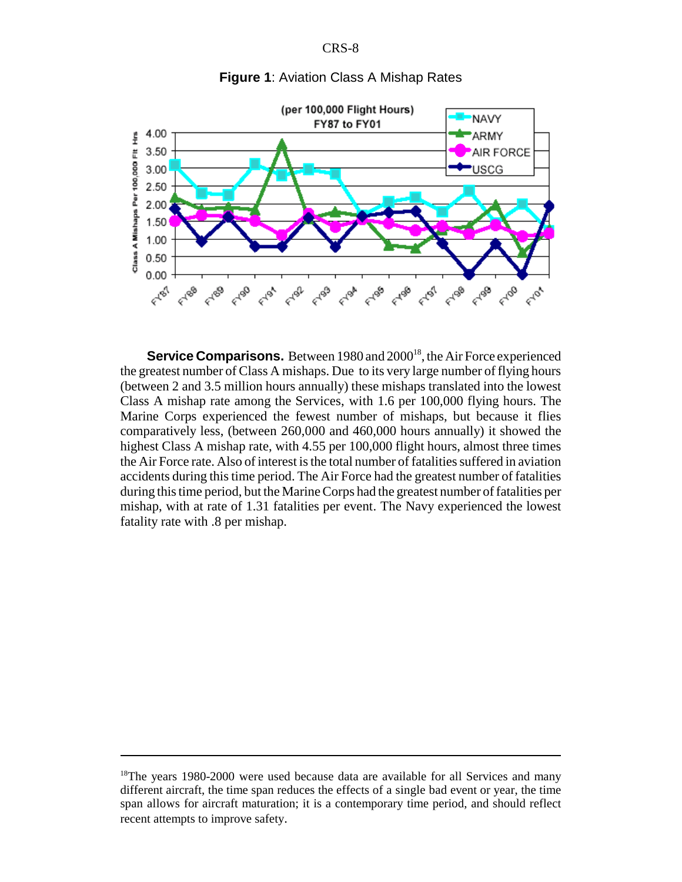**Figure 1**: Aviation Class A Mishap Rates

**Service Comparisons.** Between 1980 and 2000[18], the Air Force experienced the greatest number of Class A mishaps. Due to its very large number of flying hours (between 2 and 3.5 million hours annually) these mishaps translated into the lowest Class A mishap rate among the Services, with 1.6 per 100,000 flying hours. The Marine Corps experienced the fewest number of mishaps, but because it flies comparatively less, (between 260,000 and 460,000 hours annually) it showed the highest Class A mishap rate, with 4.55 per 100,000 flight hours, almost three times the Air Force rate. Also of interest is the total number of fatalities suffered in aviation accidents during this time period. The Air Force had the greatest number of fatalities during this time period, but the Marine Corps had the greatest number of fatalities per mishap, with at rate of 1.31 fatalities per event. The Navy experienced the lowest fatality rate with .8 per mishap.

---

[18]The years 1980-2000 were used because data are available for all Services and many different aircraft, the time span reduces the effects of a single bad event or year, the time span allows for aircraft maturation; it is a contemporary time period, and should reflect recent attempts to improve safety.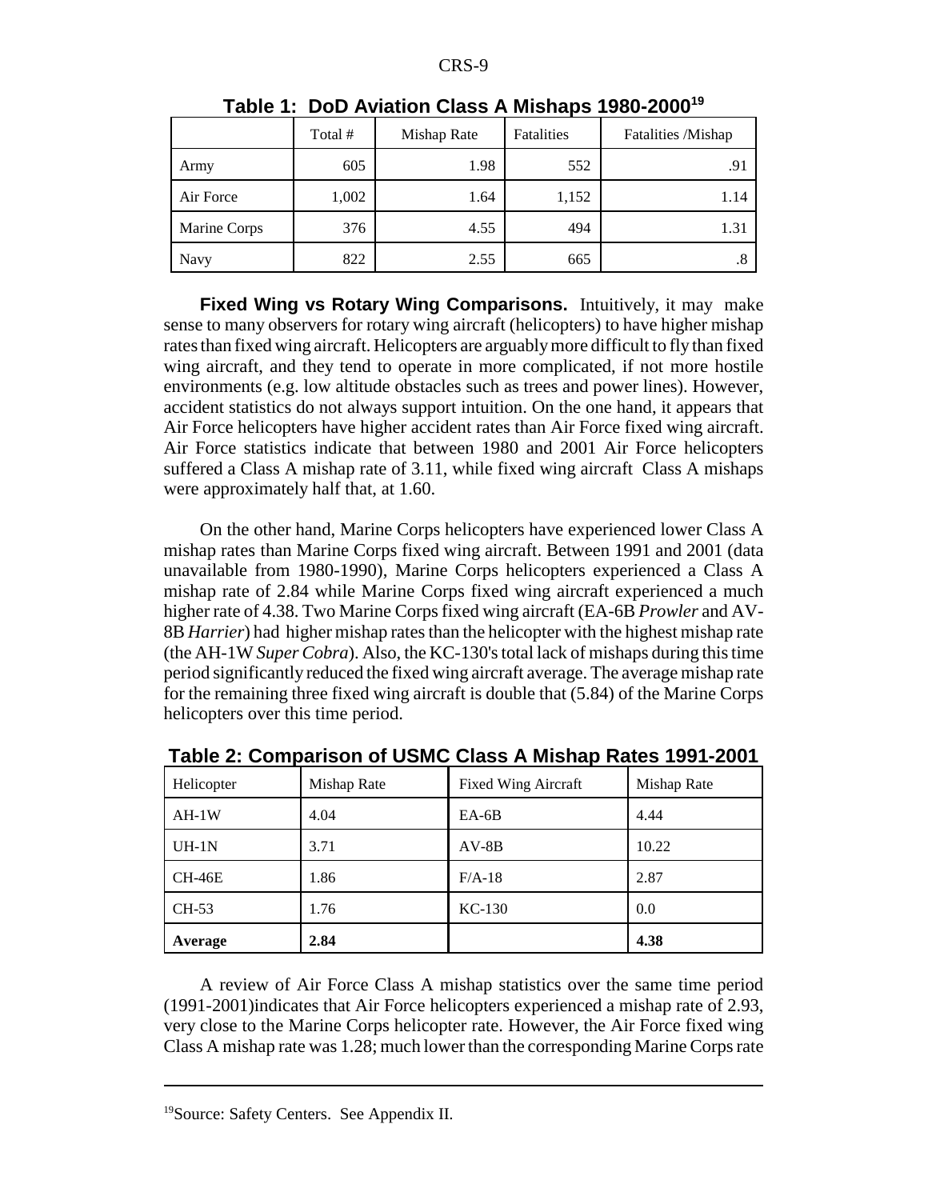**Table 1: DoD Aviation Class A Mishaps 1980-2000[19]**

| | Total # | Mishap Rate | Fatalities | Fatalities /Mishap |
|---|---|---|---|---|
| Army | 605 | 1.98 | 552 | .91 |
| Air Force | 1,002 | 1.64 | 1,152 | 1.14 |
| Marine Corps | 376 | 4.55 | 494 | 1.31 |
| Navy | 822 | 2.55 | 665 | .8 |

**Fixed Wing vs Rotary Wing Comparisons.** Intuitively, it may make sense to many observers for rotary wing aircraft (helicopters) to have higher mishap rates than fixed wing aircraft. Helicopters are arguably more difficult to fly than fixed wing aircraft, and they tend to operate in more complicated, if not more hostile environments (e.g. low altitude obstacles such as trees and power lines). However, accident statistics do not always support intuition. On the one hand, it appears that Air Force helicopters have higher accident rates than Air Force fixed wing aircraft. Air Force statistics indicate that between 1980 and 2001 Air Force helicopters suffered a Class A mishap rate of 3.11, while fixed wing aircraft Class A mishaps were approximately half that, at 1.60.

On the other hand, Marine Corps helicopters have experienced lower Class A mishap rates than Marine Corps fixed wing aircraft. Between 1991 and 2001 (data unavailable from 1980-1990), Marine Corps helicopters experienced a Class A mishap rate of 2.84 while Marine Corps fixed wing aircraft experienced a much higher rate of 4.38. Two Marine Corps fixed wing aircraft (EA-6B *Prowler* and AV-8B *Harrier*) had higher mishap rates than the helicopter with the highest mishap rate (the AH-1W *Super Cobra*). Also, the KC-130's total lack of mishaps during this time period significantly reduced the fixed wing aircraft average. The average mishap rate for the remaining three fixed wing aircraft is double that (5.84) of the Marine Corps helicopters over this time period.

**Table 2: Comparison of USMC Class A Mishap Rates 1991-2001**

| Helicopter | Mishap Rate | Fixed Wing Aircraft | Mishap Rate |
|---|---|---|---|
| AH-1W | 4.04 | EA-6B | 4.44 |
| UH-1N | 3.71 | AV-8B | 10.22 |
| CH-46E | 1.86 | F/A-18 | 2.87 |
| CH-53 | 1.76 | KC-130 | 0.0 |
| **Average** | **2.84** | | **4.38** |

A review of Air Force Class A mishap statistics over the same time period (1991-2001)indicates that Air Force helicopters experienced a mishap rate of 2.93, very close to the Marine Corps helicopter rate. However, the Air Force fixed wing Class A mishap rate was 1.28; much lower than the corresponding Marine Corps rate

[19]Source: Safety Centers. See Appendix II.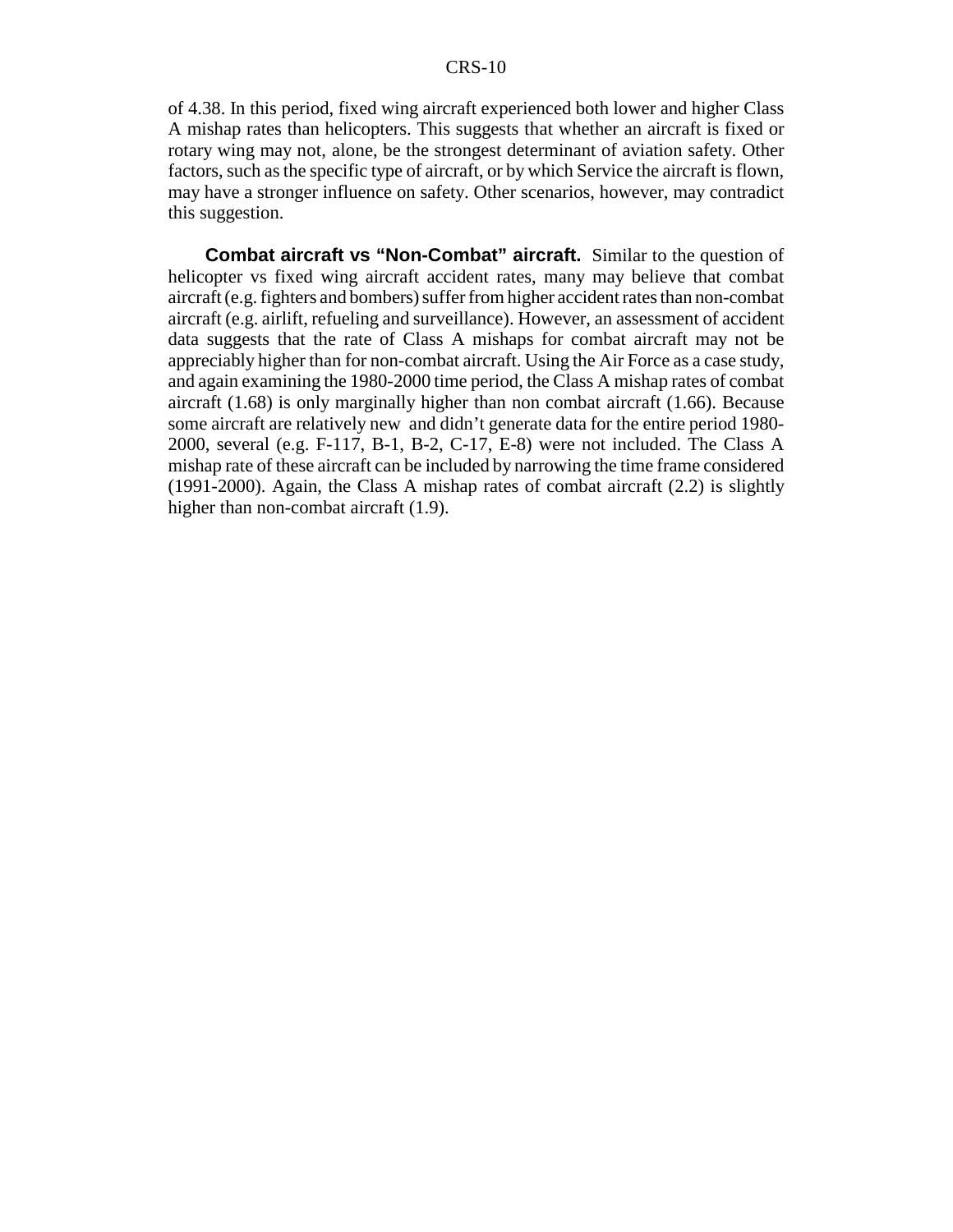of 4.38. In this period, fixed wing aircraft experienced both lower and higher Class A mishap rates than helicopters. This suggests that whether an aircraft is fixed or rotary wing may not, alone, be the strongest determinant of aviation safety. Other factors, such as the specific type of aircraft, or by which Service the aircraft is flown, may have a stronger influence on safety. Other scenarios, however, may contradict this suggestion.

**Combat aircraft vs "Non-Combat" aircraft.** Similar to the question of helicopter vs fixed wing aircraft accident rates, many may believe that combat aircraft (e.g. fighters and bombers) suffer from higher accident rates than non-combat aircraft (e.g. airlift, refueling and surveillance). However, an assessment of accident data suggests that the rate of Class A mishaps for combat aircraft may not be appreciably higher than for non-combat aircraft. Using the Air Force as a case study, and again examining the 1980-2000 time period, the Class A mishap rates of combat aircraft (1.68) is only marginally higher than non combat aircraft (1.66). Because some aircraft are relatively new and didn't generate data for the entire period 1980-2000, several (e.g. F-117, B-1, B-2, C-17, E-8) were not included. The Class A mishap rate of these aircraft can be included by narrowing the time frame considered (1991-2000). Again, the Class A mishap rates of combat aircraft (2.2) is slightly higher than non-combat aircraft (1.9).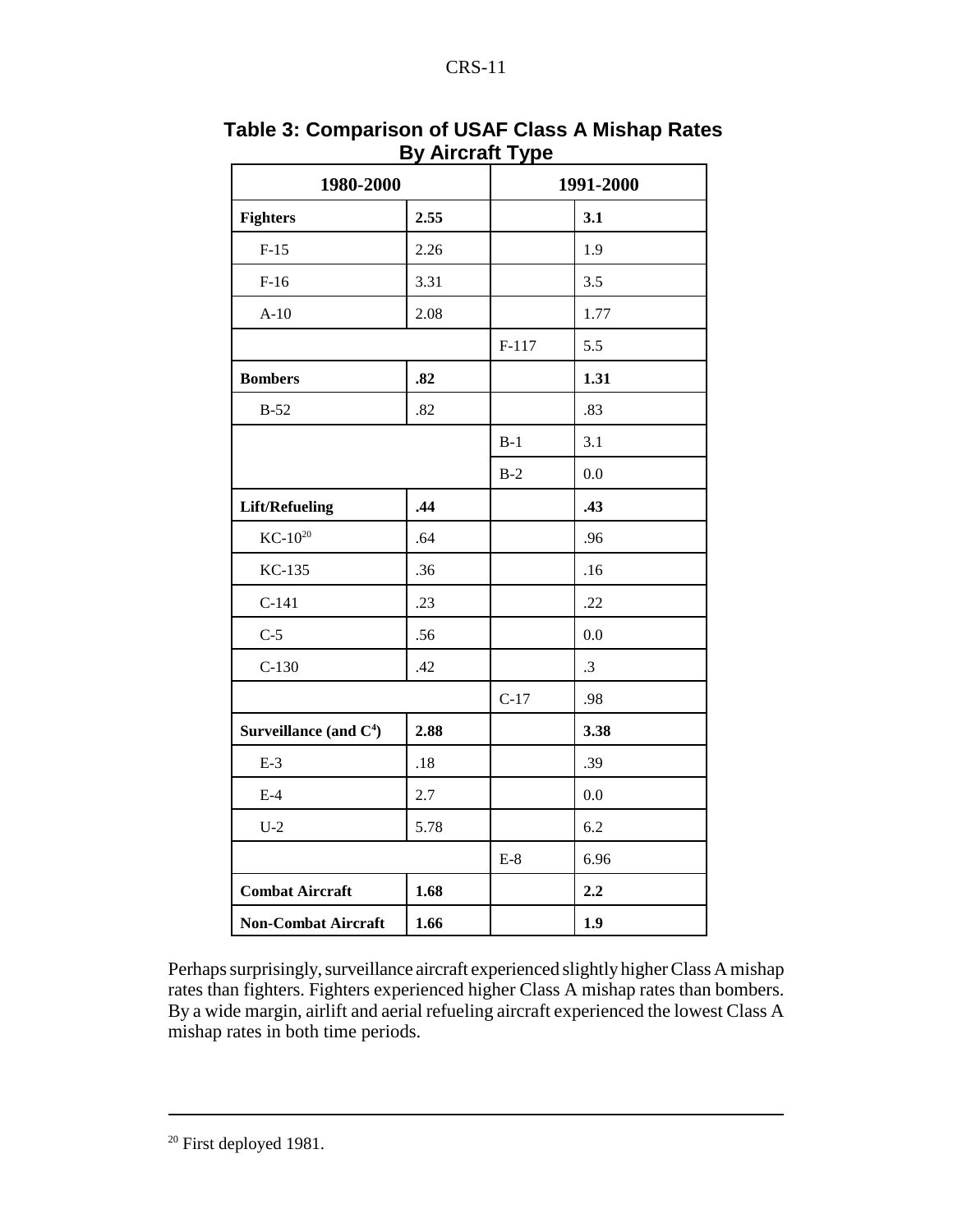**Table 3: Comparison of USAF Class A Mishap Rates By Aircraft Type**

| 1980-2000 | | 1991-2000 | |
|---|---|---|---|
| **Fighters** | **2.55** | | **3.1** |
| F-15 | 2.26 | | 1.9 |
| F-16 | 3.31 | | 3.5 |
| A-10 | 2.08 | | 1.77 |
| | | F-117 | 5.5 |
| **Bombers** | **.82** | | **1.31** |
| B-52 | .82 | | .83 |
| | | B-1 | 3.1 |
| | | B-2 | 0.0 |
| **Lift/Refueling** | **.44** | | **.43** |
| KC-10[20] | .64 | | .96 |
| KC-135 | .36 | | .16 |
| C-141 | .23 | | .22 |
| C-5 | .56 | | 0.0 |
| C-130 | .42 | | .3 |
| | | C-17 | .98 |
| **Surveillance (and $C^4$)** | **2.88** | | **3.38** |
| E-3 | .18 | | .39 |
| E-4 | 2.7 | | 0.0 |
| U-2 | 5.78 | | 6.2 |
| | | E-8 | 6.96 |
| **Combat Aircraft** | **1.68** | | **2.2** |
| **Non-Combat Aircraft** | **1.66** | | **1.9** |

Perhaps surprisingly, surveillance aircraft experienced slightly higher Class A mishap rates than fighters. Fighters experienced higher Class A mishap rates than bombers. By a wide margin, airlift and aerial refueling aircraft experienced the lowest Class A mishap rates in both time periods.

---

[20] First deployed 1981.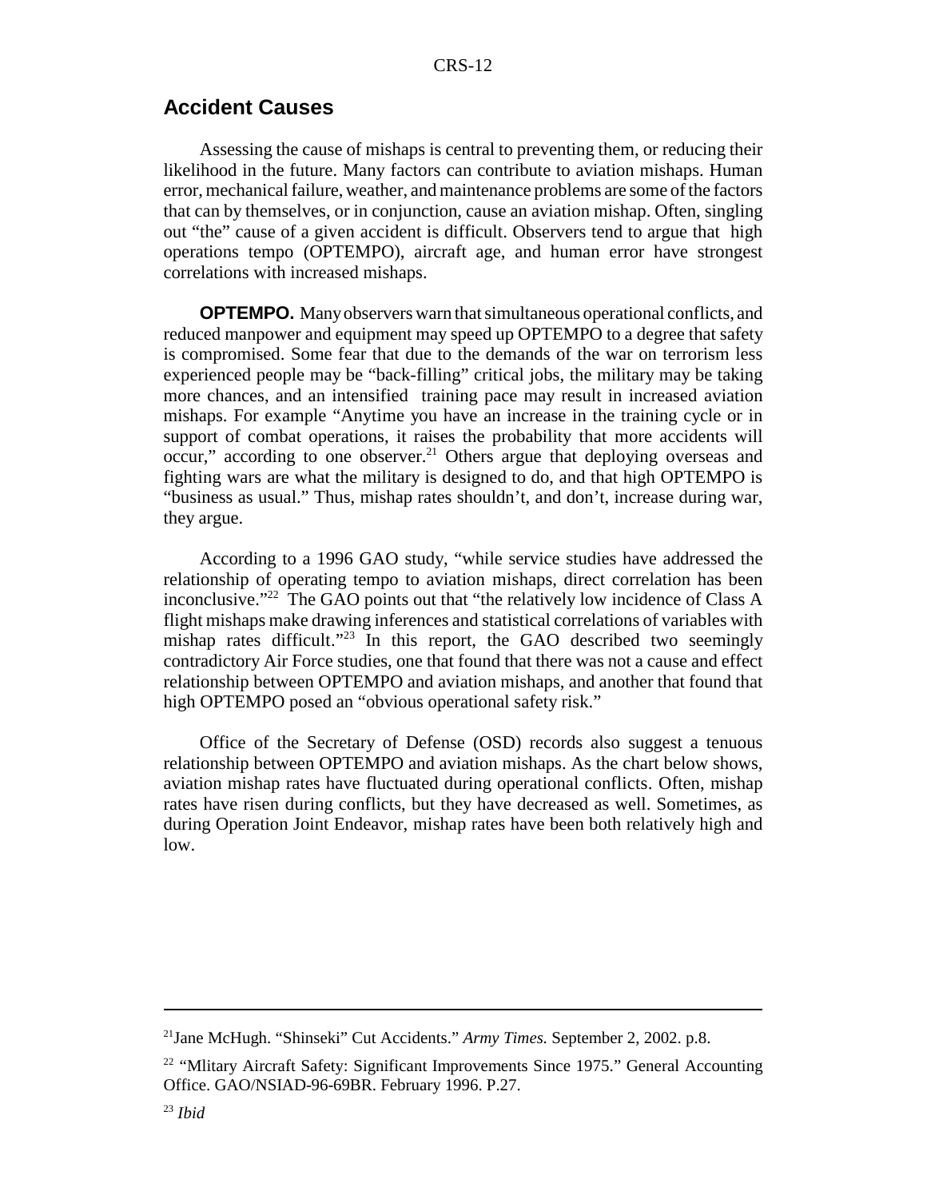## Accident Causes

Assessing the cause of mishaps is central to preventing them, or reducing their likelihood in the future. Many factors can contribute to aviation mishaps. Human error, mechanical failure, weather, and maintenance problems are some of the factors that can by themselves, or in conjunction, cause an aviation mishap. Often, singling out "the" cause of a given accident is difficult. Observers tend to argue that high operations tempo (OPTEMPO), aircraft age, and human error have strongest correlations with increased mishaps.

**OPTEMPO.** Many observers warn that simultaneous operational conflicts, and reduced manpower and equipment may speed up OPTEMPO to a degree that safety is compromised. Some fear that due to the demands of the war on terrorism less experienced people may be "back-filling" critical jobs, the military may be taking more chances, and an intensified training pace may result in increased aviation mishaps. For example "Anytime you have an increase in the training cycle or in support of combat operations, it raises the probability that more accidents will occur," according to one observer.[21] Others argue that deploying overseas and fighting wars are what the military is designed to do, and that high OPTEMPO is "business as usual." Thus, mishap rates shouldn't, and don't, increase during war, they argue.

According to a 1996 GAO study, "while service studies have addressed the relationship of operating tempo to aviation mishaps, direct correlation has been inconclusive."[22] The GAO points out that "the relatively low incidence of Class A flight mishaps make drawing inferences and statistical correlations of variables with mishap rates difficult."[23] In this report, the GAO described two seemingly contradictory Air Force studies, one that found that there was not a cause and effect relationship between OPTEMPO and aviation mishaps, and another that found that high OPTEMPO posed an "obvious operational safety risk."

Office of the Secretary of Defense (OSD) records also suggest a tenuous relationship between OPTEMPO and aviation mishaps. As the chart below shows, aviation mishap rates have fluctuated during operational conflicts. Often, mishap rates have risen during conflicts, but they have decreased as well. Sometimes, as during Operation Joint Endeavor, mishap rates have been both relatively high and low.

---

[21] Jane McHugh. "Shinseki" Cut Accidents." *Army Times.* September 2, 2002. p.8.

[22] "Mlitary Aircraft Safety: Significant Improvements Since 1975." General Accounting Office. GAO/NSIAD-96-69BR. February 1996. P.27.

[23] *Ibid*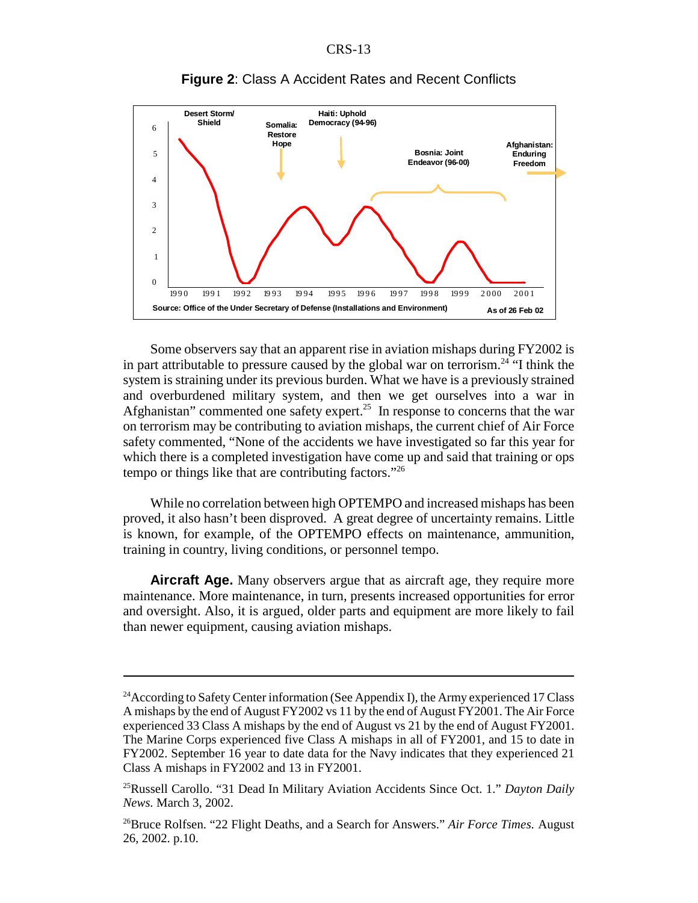**Figure 2**: Class A Accident Rates and Recent Conflicts

Source: Office of the Under Secretary of Defense (Installations and Environment) As of 26 Feb 02

Some observers say that an apparent rise in aviation mishaps during FY2002 is in part attributable to pressure caused by the global war on terrorism.[24] "I think the system is straining under its previous burden. What we have is a previously strained and overburdened military system, and then we get ourselves into a war in Afghanistan" commented one safety expert.[25] In response to concerns that the war on terrorism may be contributing to aviation mishaps, the current chief of Air Force safety commented, "None of the accidents we have investigated so far this year for which there is a completed investigation have come up and said that training or ops tempo or things like that are contributing factors."[26]

While no correlation between high OPTEMPO and increased mishaps has been proved, it also hasn't been disproved. A great degree of uncertainty remains. Little is known, for example, of the OPTEMPO effects on maintenance, ammunition, training in country, living conditions, or personnel tempo.

**Aircraft Age.** Many observers argue that as aircraft age, they require more maintenance. More maintenance, in turn, presents increased opportunities for error and oversight. Also, it is argued, older parts and equipment are more likely to fail than newer equipment, causing aviation mishaps.

---

[24] According to Safety Center information (See Appendix I), the Army experienced 17 Class A mishaps by the end of August FY2002 vs 11 by the end of August FY2001. The Air Force experienced 33 Class A mishaps by the end of August vs 21 by the end of August FY2001. The Marine Corps experienced five Class A mishaps in all of FY2001, and 15 to date in FY2002. September 16 year to date data for the Navy indicates that they experienced 21 Class A mishaps in FY2002 and 13 in FY2001.

[25] Russell Carollo. "31 Dead In Military Aviation Accidents Since Oct. 1." *Dayton Daily News.* March 3, 2002.

[26] Bruce Rolfsen. "22 Flight Deaths, and a Search for Answers." *Air Force Times.* August 26, 2002. p.10.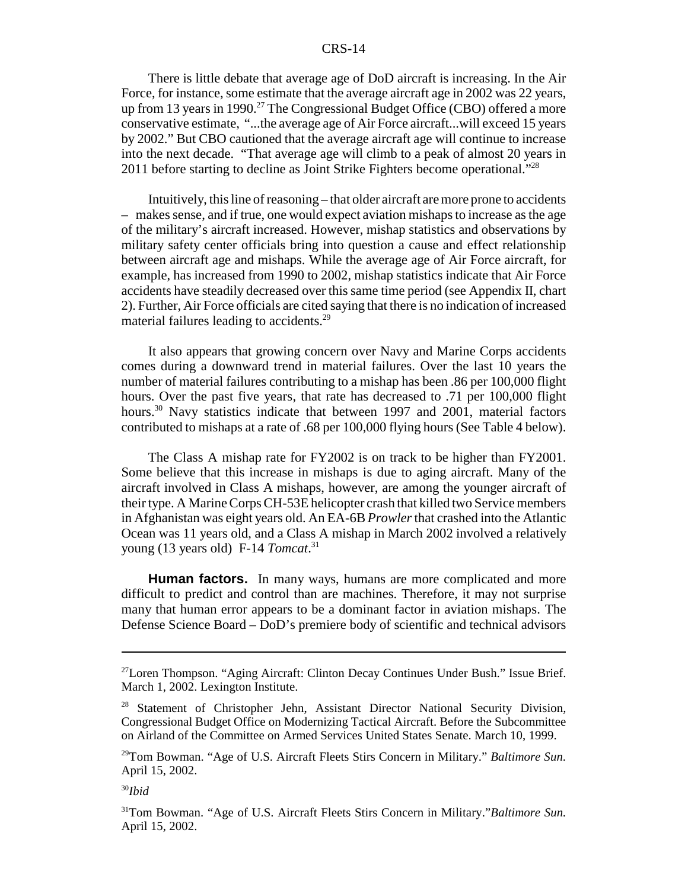There is little debate that average age of DoD aircraft is increasing. In the Air Force, for instance, some estimate that the average aircraft age in 2002 was 22 years, up from 13 years in 1990.[27] The Congressional Budget Office (CBO) offered a more conservative estimate, "...the average age of Air Force aircraft...will exceed 15 years by 2002." But CBO cautioned that the average aircraft age will continue to increase into the next decade. "That average age will climb to a peak of almost 20 years in 2011 before starting to decline as Joint Strike Fighters become operational."[28]

Intuitively, this line of reasoning – that older aircraft are more prone to accidents – makes sense, and if true, one would expect aviation mishaps to increase as the age of the military's aircraft increased. However, mishap statistics and observations by military safety center officials bring into question a cause and effect relationship between aircraft age and mishaps. While the average age of Air Force aircraft, for example, has increased from 1990 to 2002, mishap statistics indicate that Air Force accidents have steadily decreased over this same time period (see Appendix II, chart 2). Further, Air Force officials are cited saying that there is no indication of increased material failures leading to accidents.[29]

It also appears that growing concern over Navy and Marine Corps accidents comes during a downward trend in material failures. Over the last 10 years the number of material failures contributing to a mishap has been .86 per 100,000 flight hours. Over the past five years, that rate has decreased to .71 per 100,000 flight hours.[30] Navy statistics indicate that between 1997 and 2001, material factors contributed to mishaps at a rate of .68 per 100,000 flying hours (See Table 4 below).

The Class A mishap rate for FY2002 is on track to be higher than FY2001. Some believe that this increase in mishaps is due to aging aircraft. Many of the aircraft involved in Class A mishaps, however, are among the younger aircraft of their type. A Marine Corps CH-53E helicopter crash that killed two Service members in Afghanistan was eight years old. An EA-6B *Prowler* that crashed into the Atlantic Ocean was 11 years old, and a Class A mishap in March 2002 involved a relatively young (13 years old) F-14 *Tomcat*.[31]

**Human factors.** In many ways, humans are more complicated and more difficult to predict and control than are machines. Therefore, it may not surprise many that human error appears to be a dominant factor in aviation mishaps. The Defense Science Board – DoD's premiere body of scientific and technical advisors

---

[27] Loren Thompson. "Aging Aircraft: Clinton Decay Continues Under Bush." Issue Brief. March 1, 2002. Lexington Institute.

[28] Statement of Christopher Jehn, Assistant Director National Security Division, Congressional Budget Office on Modernizing Tactical Aircraft. Before the Subcommittee on Airland of the Committee on Armed Services United States Senate. March 10, 1999.

[29] Tom Bowman. "Age of U.S. Aircraft Fleets Stirs Concern in Military." *Baltimore Sun.* April 15, 2002.

[30] *Ibid*

[31] Tom Bowman. "Age of U.S. Aircraft Fleets Stirs Concern in Military."*Baltimore Sun.* April 15, 2002.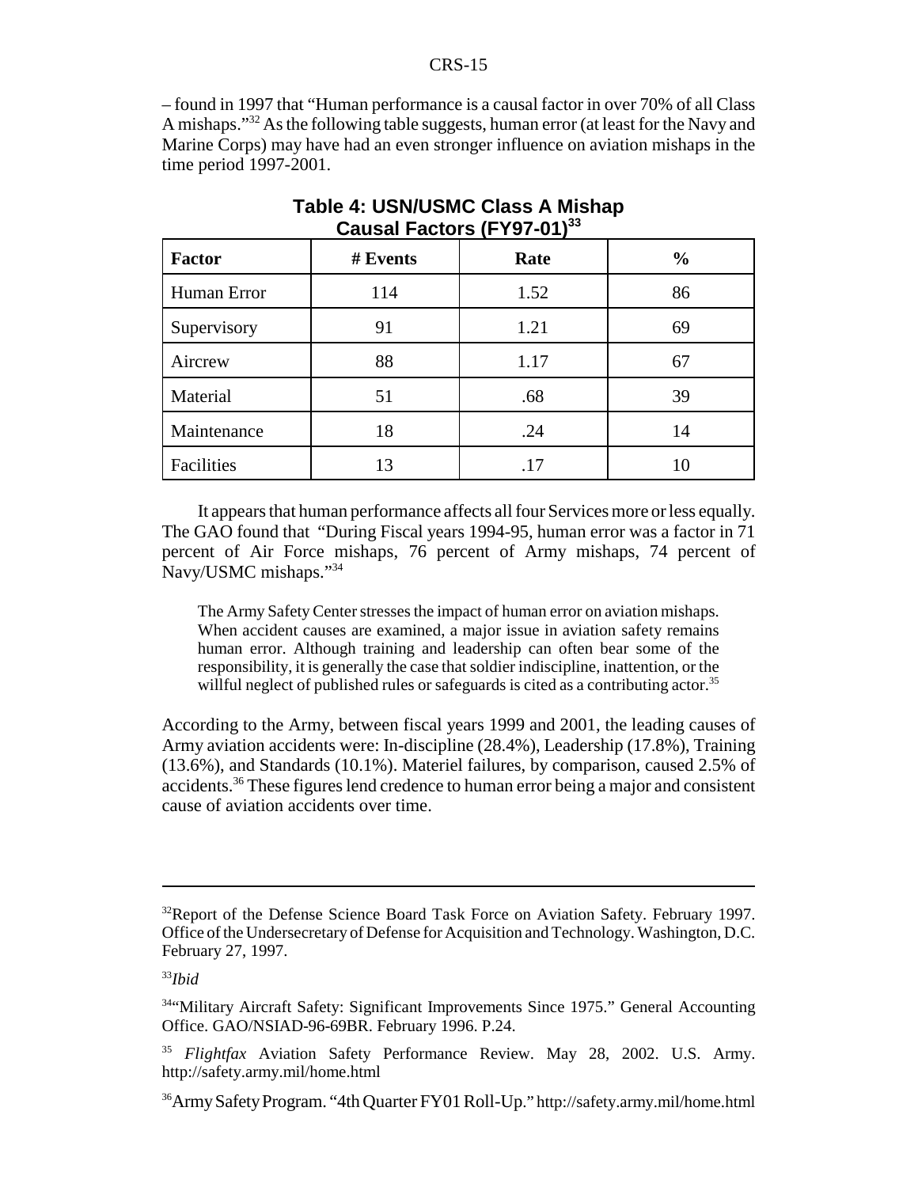– found in 1997 that "Human performance is a causal factor in over 70% of all Class A mishaps."[32] As the following table suggests, human error (at least for the Navy and Marine Corps) may have had an even stronger influence on aviation mishaps in the time period 1997-2001.

**Table 4: USN/USMC Class A Mishap Causal Factors (FY97-01)[33]**

| Factor | # Events | Rate | % |
|---|---|---|---|
| Human Error | 114 | 1.52 | 86 |
| Supervisory | 91 | 1.21 | 69 |
| Aircrew | 88 | 1.17 | 67 |
| Material | 51 | .68 | 39 |
| Maintenance | 18 | .24 | 14 |
| Facilities | 13 | .17 | 10 |

It appears that human performance affects all four Services more or less equally. The GAO found that "During Fiscal years 1994-95, human error was a factor in 71 percent of Air Force mishaps, 76 percent of Army mishaps, 74 percent of Navy/USMC mishaps."[34]

> The Army Safety Center stresses the impact of human error on aviation mishaps. When accident causes are examined, a major issue in aviation safety remains human error. Although training and leadership can often bear some of the responsibility, it is generally the case that soldier indiscipline, inattention, or the willful neglect of published rules or safeguards is cited as a contributing actor.[35]

According to the Army, between fiscal years 1999 and 2001, the leading causes of Army aviation accidents were: In-discipline (28.4%), Leadership (17.8%), Training (13.6%), and Standards (10.1%). Materiel failures, by comparison, caused 2.5% of accidents.[36] These figures lend credence to human error being a major and consistent cause of aviation accidents over time.

---

[32]Report of the Defense Science Board Task Force on Aviation Safety. February 1997. Office of the Undersecretary of Defense for Acquisition and Technology. Washington, D.C. February 27, 1997.

[33]*Ibid*

[34]"Military Aircraft Safety: Significant Improvements Since 1975." General Accounting Office. GAO/NSIAD-96-69BR. February 1996. P.24.

[35] *Flightfax* Aviation Safety Performance Review. May 28, 2002. U.S. Army. http://safety.army.mil/home.html

[36]Army Safety Program. "4th Quarter FY01 Roll-Up." http://safety.army.mil/home.html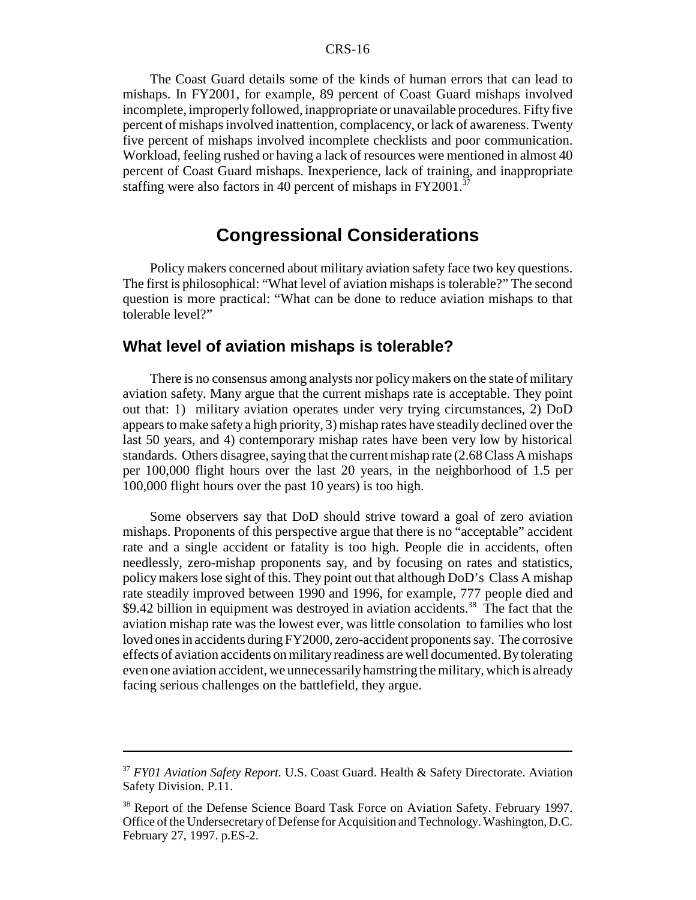The Coast Guard details some of the kinds of human errors that can lead to mishaps. In FY2001, for example, 89 percent of Coast Guard mishaps involved incomplete, improperly followed, inappropriate or unavailable procedures. Fifty five percent of mishaps involved inattention, complacency, or lack of awareness. Twenty five percent of mishaps involved incomplete checklists and poor communication. Workload, feeling rushed or having a lack of resources were mentioned in almost 40 percent of Coast Guard mishaps. Inexperience, lack of training, and inappropriate staffing were also factors in 40 percent of mishaps in FY2001.[37]

# Congressional Considerations

Policy makers concerned about military aviation safety face two key questions. The first is philosophical: "What level of aviation mishaps is tolerable?" The second question is more practical: "What can be done to reduce aviation mishaps to that tolerable level?"

## What level of aviation mishaps is tolerable?

There is no consensus among analysts nor policy makers on the state of military aviation safety. Many argue that the current mishaps rate is acceptable. They point out that: 1) military aviation operates under very trying circumstances, 2) DoD appears to make safety a high priority, 3) mishap rates have steadily declined over the last 50 years, and 4) contemporary mishap rates have been very low by historical standards. Others disagree, saying that the current mishap rate (2.68 Class A mishaps per 100,000 flight hours over the last 20 years, in the neighborhood of 1.5 per 100,000 flight hours over the past 10 years) is too high.

Some observers say that DoD should strive toward a goal of zero aviation mishaps. Proponents of this perspective argue that there is no "acceptable" accident rate and a single accident or fatality is too high. People die in accidents, often needlessly, zero-mishap proponents say, and by focusing on rates and statistics, policy makers lose sight of this. They point out that although DoD's Class A mishap rate steadily improved between 1990 and 1996, for example, 777 people died and $9.42 billion in equipment was destroyed in aviation accidents.[38] The fact that the aviation mishap rate was the lowest ever, was little consolation to families who lost loved ones in accidents during FY2000, zero-accident proponents say. The corrosive effects of aviation accidents on military readiness are well documented. By tolerating even one aviation accident, we unnecessarily hamstring the military, which is already facing serious challenges on the battlefield, they argue.

---

[37] *FY01 Aviation Safety Report.* U.S. Coast Guard. Health & Safety Directorate. Aviation Safety Division. P.11.

[38] Report of the Defense Science Board Task Force on Aviation Safety. February 1997. Office of the Undersecretary of Defense for Acquisition and Technology. Washington, D.C. February 27, 1997. p.ES-2.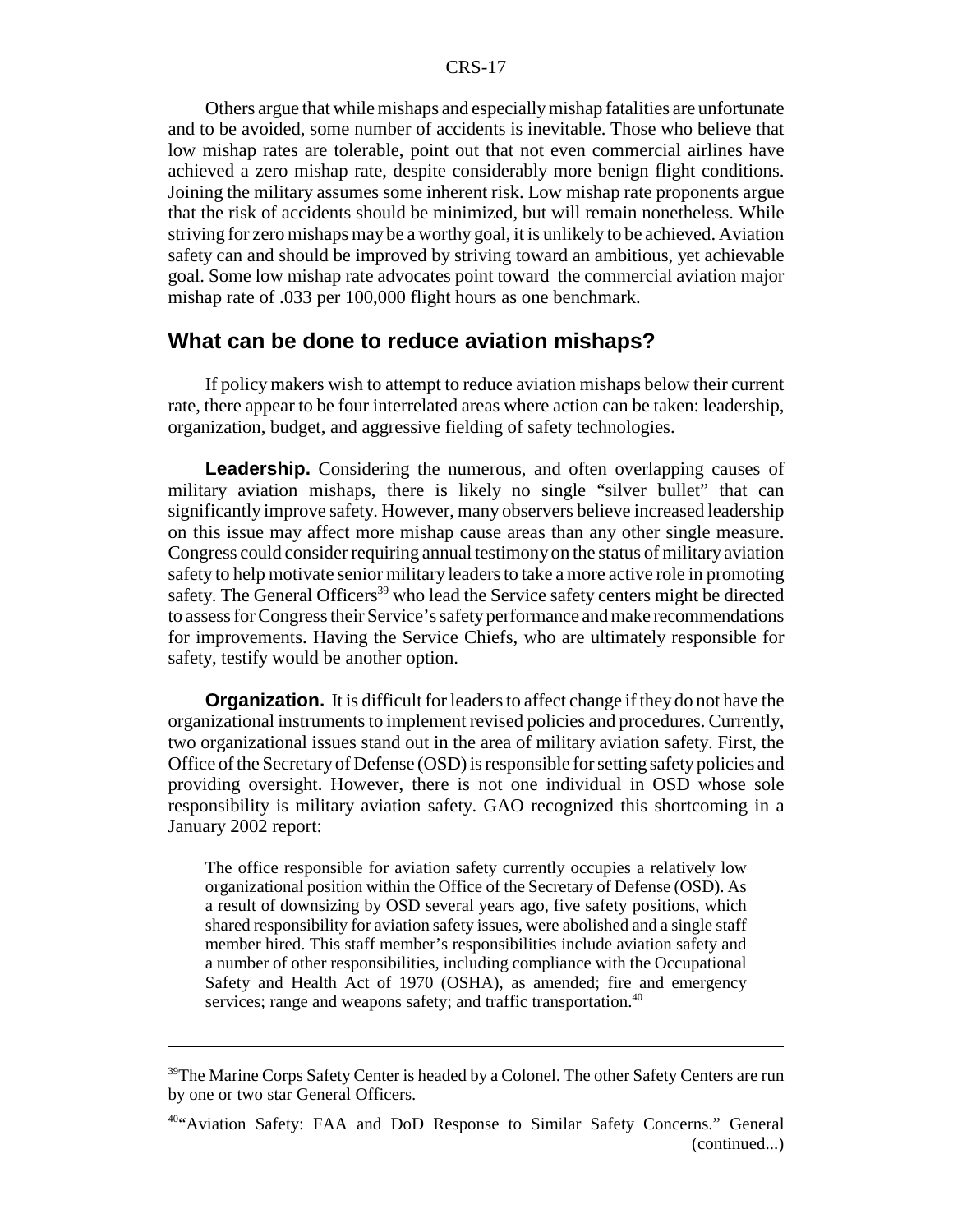Others argue that while mishaps and especially mishap fatalities are unfortunate and to be avoided, some number of accidents is inevitable. Those who believe that low mishap rates are tolerable, point out that not even commercial airlines have achieved a zero mishap rate, despite considerably more benign flight conditions. Joining the military assumes some inherent risk. Low mishap rate proponents argue that the risk of accidents should be minimized, but will remain nonetheless. While striving for zero mishaps may be a worthy goal, it is unlikely to be achieved. Aviation safety can and should be improved by striving toward an ambitious, yet achievable goal. Some low mishap rate advocates point toward the commercial aviation major mishap rate of .033 per 100,000 flight hours as one benchmark.

## What can be done to reduce aviation mishaps?

If policy makers wish to attempt to reduce aviation mishaps below their current rate, there appear to be four interrelated areas where action can be taken: leadership, organization, budget, and aggressive fielding of safety technologies.

**Leadership.** Considering the numerous, and often overlapping causes of military aviation mishaps, there is likely no single "silver bullet" that can significantly improve safety. However, many observers believe increased leadership on this issue may affect more mishap cause areas than any other single measure. Congress could consider requiring annual testimony on the status of military aviation safety to help motivate senior military leaders to take a more active role in promoting safety. The General Officers[39] who lead the Service safety centers might be directed to assess for Congress their Service's safety performance and make recommendations for improvements. Having the Service Chiefs, who are ultimately responsible for safety, testify would be another option.

**Organization.** It is difficult for leaders to affect change if they do not have the organizational instruments to implement revised policies and procedures. Currently, two organizational issues stand out in the area of military aviation safety. First, the Office of the Secretary of Defense (OSD) is responsible for setting safety policies and providing oversight. However, there is not one individual in OSD whose sole responsibility is military aviation safety. GAO recognized this shortcoming in a January 2002 report:

> The office responsible for aviation safety currently occupies a relatively low organizational position within the Office of the Secretary of Defense (OSD). As a result of downsizing by OSD several years ago, five safety positions, which shared responsibility for aviation safety issues, were abolished and a single staff member hired. This staff member's responsibilities include aviation safety and a number of other responsibilities, including compliance with the Occupational Safety and Health Act of 1970 (OSHA), as amended; fire and emergency services; range and weapons safety; and traffic transportation.[40]

---

[39]The Marine Corps Safety Center is headed by a Colonel. The other Safety Centers are run by one or two star General Officers.

[40]"Aviation Safety: FAA and DoD Response to Similar Safety Concerns." General (continued...)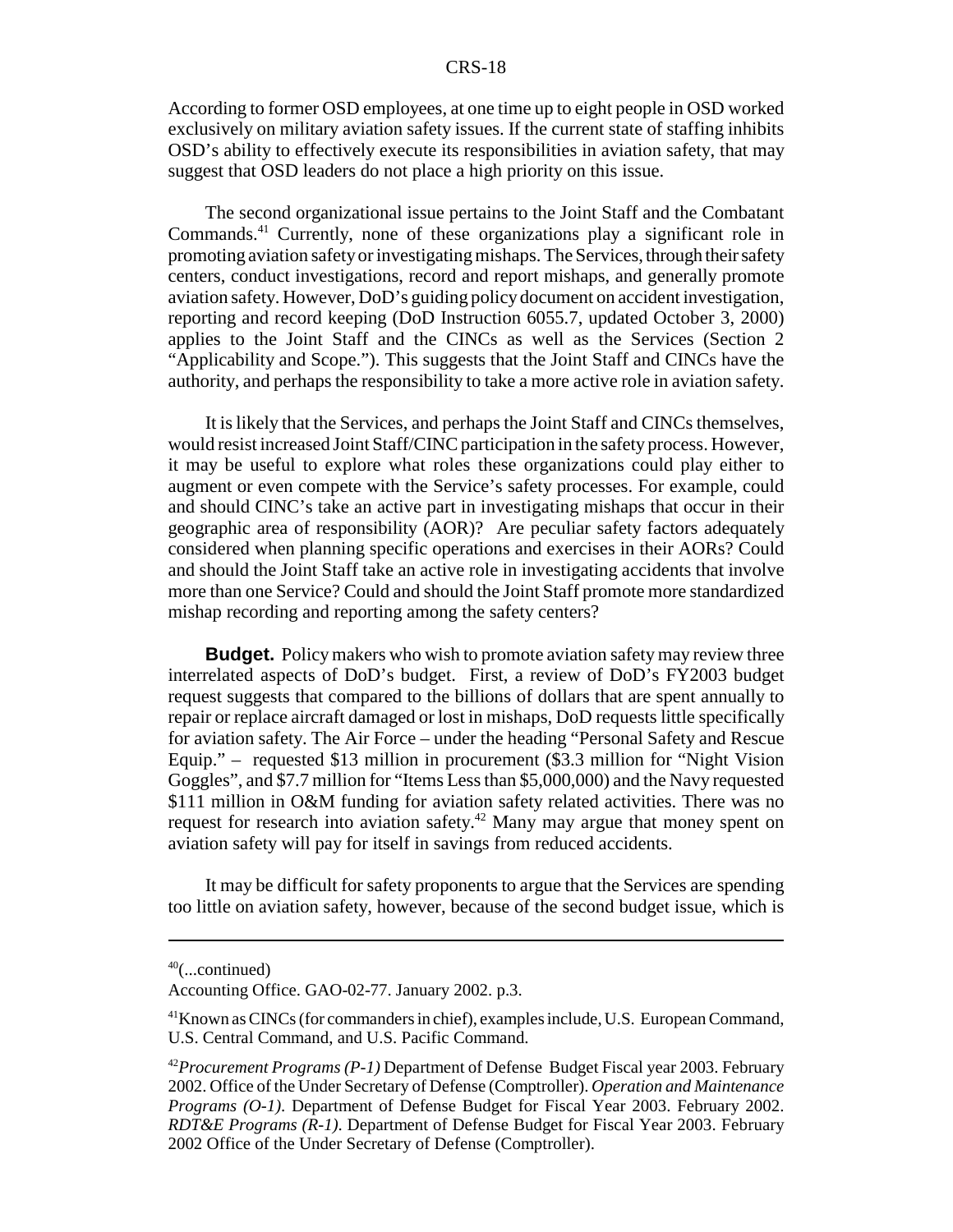According to former OSD employees, at one time up to eight people in OSD worked exclusively on military aviation safety issues. If the current state of staffing inhibits OSD's ability to effectively execute its responsibilities in aviation safety, that may suggest that OSD leaders do not place a high priority on this issue.

The second organizational issue pertains to the Joint Staff and the Combatant Commands.[41] Currently, none of these organizations play a significant role in promoting aviation safety or investigating mishaps. The Services, through their safety centers, conduct investigations, record and report mishaps, and generally promote aviation safety. However, DoD's guiding policy document on accident investigation, reporting and record keeping (DoD Instruction 6055.7, updated October 3, 2000) applies to the Joint Staff and the CINCs as well as the Services (Section 2 "Applicability and Scope."). This suggests that the Joint Staff and CINCs have the authority, and perhaps the responsibility to take a more active role in aviation safety.

It is likely that the Services, and perhaps the Joint Staff and CINCs themselves, would resist increased Joint Staff/CINC participation in the safety process. However, it may be useful to explore what roles these organizations could play either to augment or even compete with the Service's safety processes. For example, could and should CINC's take an active part in investigating mishaps that occur in their geographic area of responsibility (AOR)? Are peculiar safety factors adequately considered when planning specific operations and exercises in their AORs? Could and should the Joint Staff take an active role in investigating accidents that involve more than one Service? Could and should the Joint Staff promote more standardized mishap recording and reporting among the safety centers?

**Budget.** Policy makers who wish to promote aviation safety may review three interrelated aspects of DoD's budget. First, a review of DoD's FY2003 budget request suggests that compared to the billions of dollars that are spent annually to repair or replace aircraft damaged or lost in mishaps, DoD requests little specifically for aviation safety. The Air Force – under the heading "Personal Safety and Rescue Equip." – requested $13 million in procurement ($3.3 million for "Night Vision Goggles", and $7.7 million for "Items Less than $5,000,000) and the Navy requested $111 million in O&M funding for aviation safety related activities. There was no request for research into aviation safety.[42] Many may argue that money spent on aviation safety will pay for itself in savings from reduced accidents.

It may be difficult for safety proponents to argue that the Services are spending too little on aviation safety, however, because of the second budget issue, which is

---

[40](...continued)
Accounting Office. GAO-02-77. January 2002. p.3.

[41]Known as CINCs (for commanders in chief), examples include, U.S. European Command, U.S. Central Command, and U.S. Pacific Command.

[42]*Procurement Programs (P-1)* Department of Defense Budget Fiscal year 2003. February 2002. Office of the Under Secretary of Defense (Comptroller). *Operation and Maintenance Programs (O-1)*. Department of Defense Budget for Fiscal Year 2003. February 2002. *RDT&E Programs (R-1)*. Department of Defense Budget for Fiscal Year 2003. February 2002 Office of the Under Secretary of Defense (Comptroller).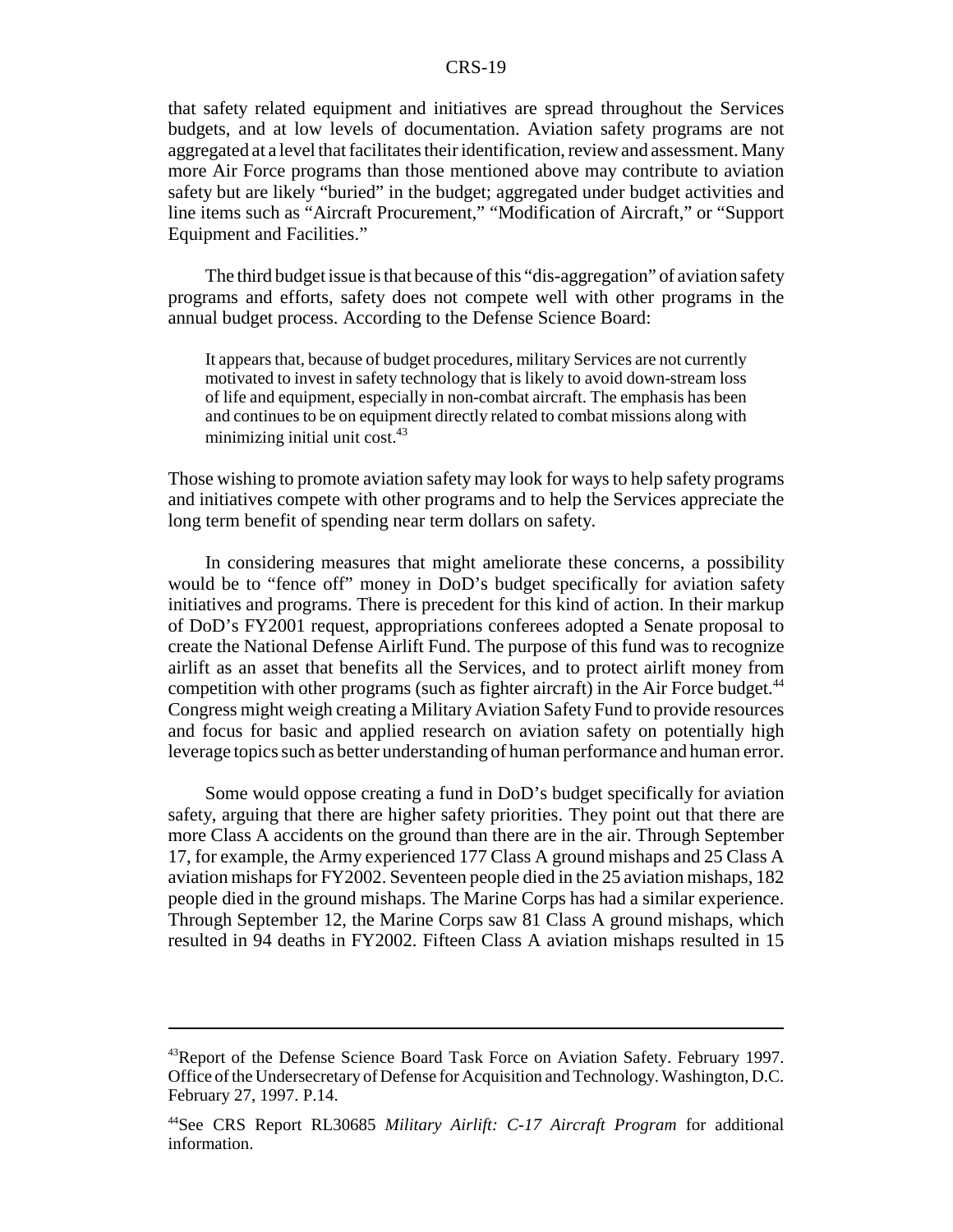that safety related equipment and initiatives are spread throughout the Services budgets, and at low levels of documentation. Aviation safety programs are not aggregated at a level that facilitates their identification, review and assessment. Many more Air Force programs than those mentioned above may contribute to aviation safety but are likely "buried" in the budget; aggregated under budget activities and line items such as "Aircraft Procurement," "Modification of Aircraft," or "Support Equipment and Facilities."

The third budget issue is that because of this "dis-aggregation" of aviation safety programs and efforts, safety does not compete well with other programs in the annual budget process. According to the Defense Science Board:

> It appears that, because of budget procedures, military Services are not currently motivated to invest in safety technology that is likely to avoid down-stream loss of life and equipment, especially in non-combat aircraft. The emphasis has been and continues to be on equipment directly related to combat missions along with minimizing initial unit cost.[43]

Those wishing to promote aviation safety may look for ways to help safety programs and initiatives compete with other programs and to help the Services appreciate the long term benefit of spending near term dollars on safety.

In considering measures that might ameliorate these concerns, a possibility would be to "fence off" money in DoD's budget specifically for aviation safety initiatives and programs. There is precedent for this kind of action. In their markup of DoD's FY2001 request, appropriations conferees adopted a Senate proposal to create the National Defense Airlift Fund. The purpose of this fund was to recognize airlift as an asset that benefits all the Services, and to protect airlift money from competition with other programs (such as fighter aircraft) in the Air Force budget.[44] Congress might weigh creating a Military Aviation Safety Fund to provide resources and focus for basic and applied research on aviation safety on potentially high leverage topics such as better understanding of human performance and human error.

Some would oppose creating a fund in DoD's budget specifically for aviation safety, arguing that there are higher safety priorities. They point out that there are more Class A accidents on the ground than there are in the air. Through September 17, for example, the Army experienced 177 Class A ground mishaps and 25 Class A aviation mishaps for FY2002. Seventeen people died in the 25 aviation mishaps, 182 people died in the ground mishaps. The Marine Corps has had a similar experience. Through September 12, the Marine Corps saw 81 Class A ground mishaps, which resulted in 94 deaths in FY2002. Fifteen Class A aviation mishaps resulted in 15

---

[43]Report of the Defense Science Board Task Force on Aviation Safety. February 1997. Office of the Undersecretary of Defense for Acquisition and Technology. Washington, D.C. February 27, 1997. P.14.

[44]See CRS Report RL30685 *Military Airlift: C-17 Aircraft Program* for additional information.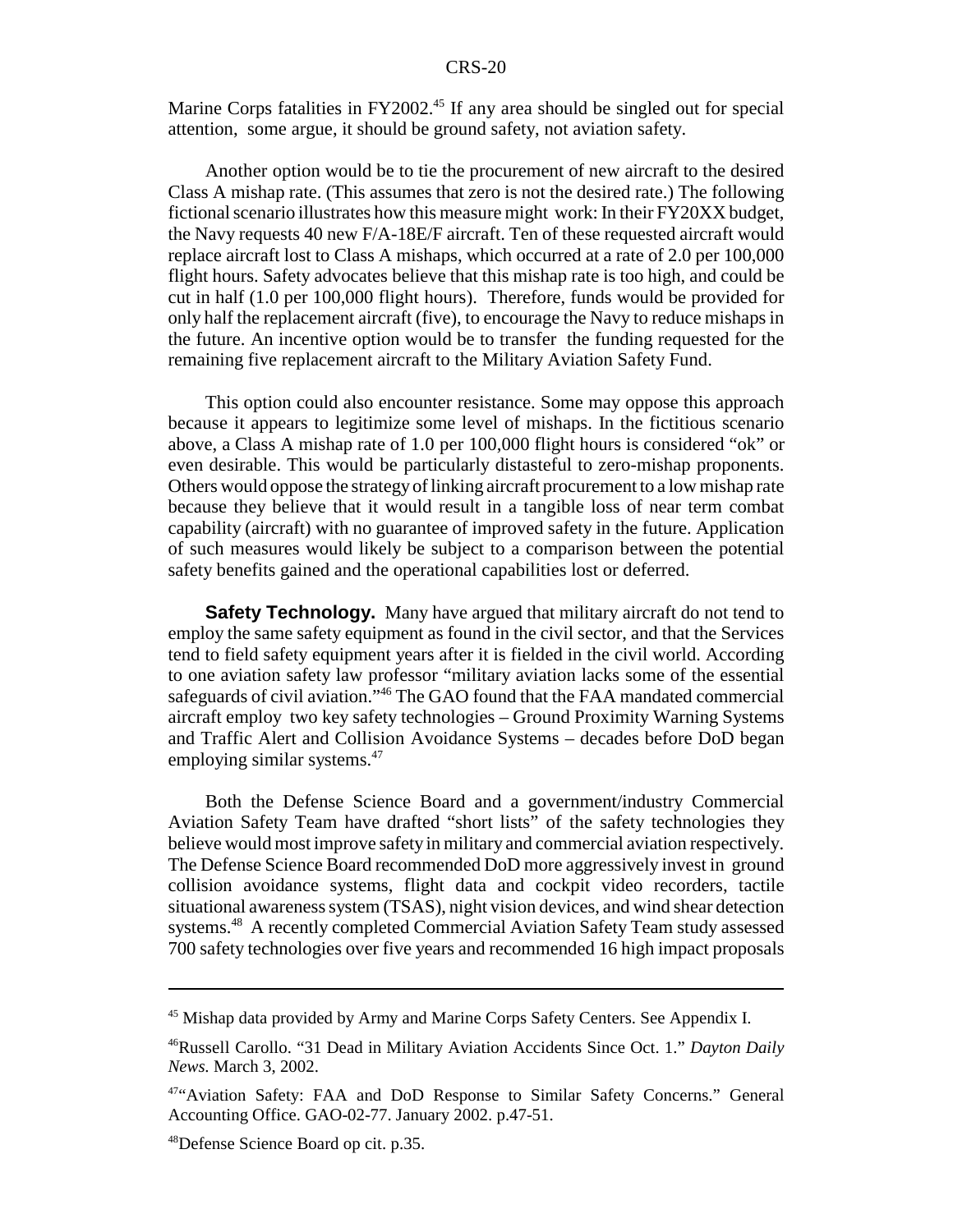Marine Corps fatalities in FY2002.[45] If any area should be singled out for special attention, some argue, it should be ground safety, not aviation safety.

Another option would be to tie the procurement of new aircraft to the desired Class A mishap rate. (This assumes that zero is not the desired rate.) The following fictional scenario illustrates how this measure might work: In their FY20XX budget, the Navy requests 40 new F/A-18E/F aircraft. Ten of these requested aircraft would replace aircraft lost to Class A mishaps, which occurred at a rate of 2.0 per 100,000 flight hours. Safety advocates believe that this mishap rate is too high, and could be cut in half (1.0 per 100,000 flight hours). Therefore, funds would be provided for only half the replacement aircraft (five), to encourage the Navy to reduce mishaps in the future. An incentive option would be to transfer the funding requested for the remaining five replacement aircraft to the Military Aviation Safety Fund.

This option could also encounter resistance. Some may oppose this approach because it appears to legitimize some level of mishaps. In the fictitious scenario above, a Class A mishap rate of 1.0 per 100,000 flight hours is considered "ok" or even desirable. This would be particularly distasteful to zero-mishap proponents. Others would oppose the strategy of linking aircraft procurement to a low mishap rate because they believe that it would result in a tangible loss of near term combat capability (aircraft) with no guarantee of improved safety in the future. Application of such measures would likely be subject to a comparison between the potential safety benefits gained and the operational capabilities lost or deferred.

**Safety Technology.** Many have argued that military aircraft do not tend to employ the same safety equipment as found in the civil sector, and that the Services tend to field safety equipment years after it is fielded in the civil world. According to one aviation safety law professor "military aviation lacks some of the essential safeguards of civil aviation."[46] The GAO found that the FAA mandated commercial aircraft employ two key safety technologies – Ground Proximity Warning Systems and Traffic Alert and Collision Avoidance Systems – decades before DoD began employing similar systems.[47]

Both the Defense Science Board and a government/industry Commercial Aviation Safety Team have drafted "short lists" of the safety technologies they believe would most improve safety in military and commercial aviation respectively. The Defense Science Board recommended DoD more aggressively invest in ground collision avoidance systems, flight data and cockpit video recorders, tactile situational awareness system (TSAS), night vision devices, and wind shear detection systems.[48] A recently completed Commercial Aviation Safety Team study assessed 700 safety technologies over five years and recommended 16 high impact proposals

---

[45] Mishap data provided by Army and Marine Corps Safety Centers. See Appendix I.

[46] Russell Carollo. "31 Dead in Military Aviation Accidents Since Oct. 1." *Dayton Daily News.* March 3, 2002.

[47] "Aviation Safety: FAA and DoD Response to Similar Safety Concerns." General Accounting Office. GAO-02-77. January 2002. p.47-51.

[48] Defense Science Board op cit. p.35.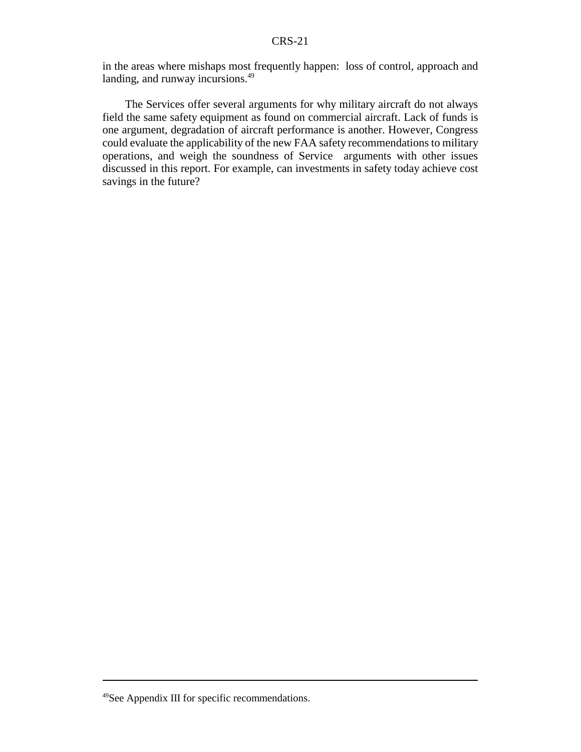in the areas where mishaps most frequently happen: loss of control, approach and landing, and runway incursions.[49]

The Services offer several arguments for why military aircraft do not always field the same safety equipment as found on commercial aircraft. Lack of funds is one argument, degradation of aircraft performance is another. However, Congress could evaluate the applicability of the new FAA safety recommendations to military operations, and weigh the soundness of Service arguments with other issues discussed in this report. For example, can investments in safety today achieve cost savings in the future?

---

[49]See Appendix III for specific recommendations.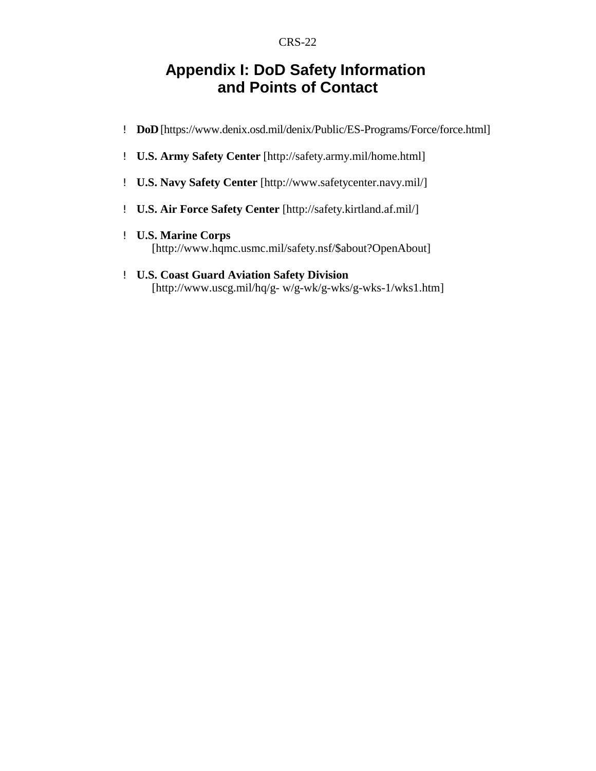# Appendix I: DoD Safety Information and Points of Contact

- **DoD** [https://www.denix.osd.mil/denix/Public/ES-Programs/Force/force.html]
- **U.S. Army Safety Center** [http://safety.army.mil/home.html]
- **U.S. Navy Safety Center** [http://www.safetycenter.navy.mil/]
- **U.S. Air Force Safety Center** [http://safety.kirtland.af.mil/]
- **U.S. Marine Corps** [http://www.hqmc.usmc.mil/safety.nsf/$about?OpenAbout]
- **U.S. Coast Guard Aviation Safety Division** [http://www.uscg.mil/hq/g- w/g-wk/g-wks/g-wks-1/wks1.htm]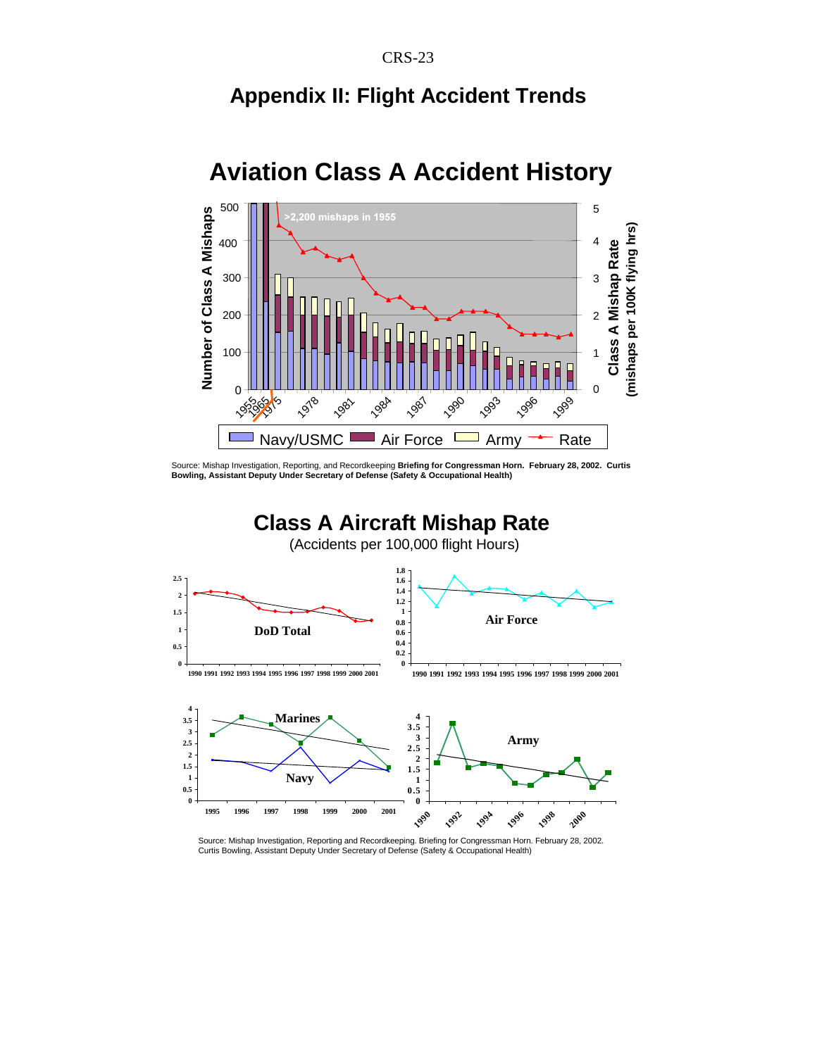# Appendix II: Flight Accident Trends

## Aviation Class A Accident History

Source: Mishap Investigation, Reporting, and Recordkeeping **Briefing for Congressman Horn. February 28, 2002. Curtis Bowling, Assistant Deputy Under Secretary of Defense (Safety & Occupational Health)**

## Class A Aircraft Mishap Rate

(Accidents per 100,000 flight Hours)

Source: Mishap Investigation, Reporting and Recordkeeping. Briefing for Congressman Horn. February 28, 2002. Curtis Bowling, Assistant Deputy Under Secretary of Defense (Safety & Occupational Health)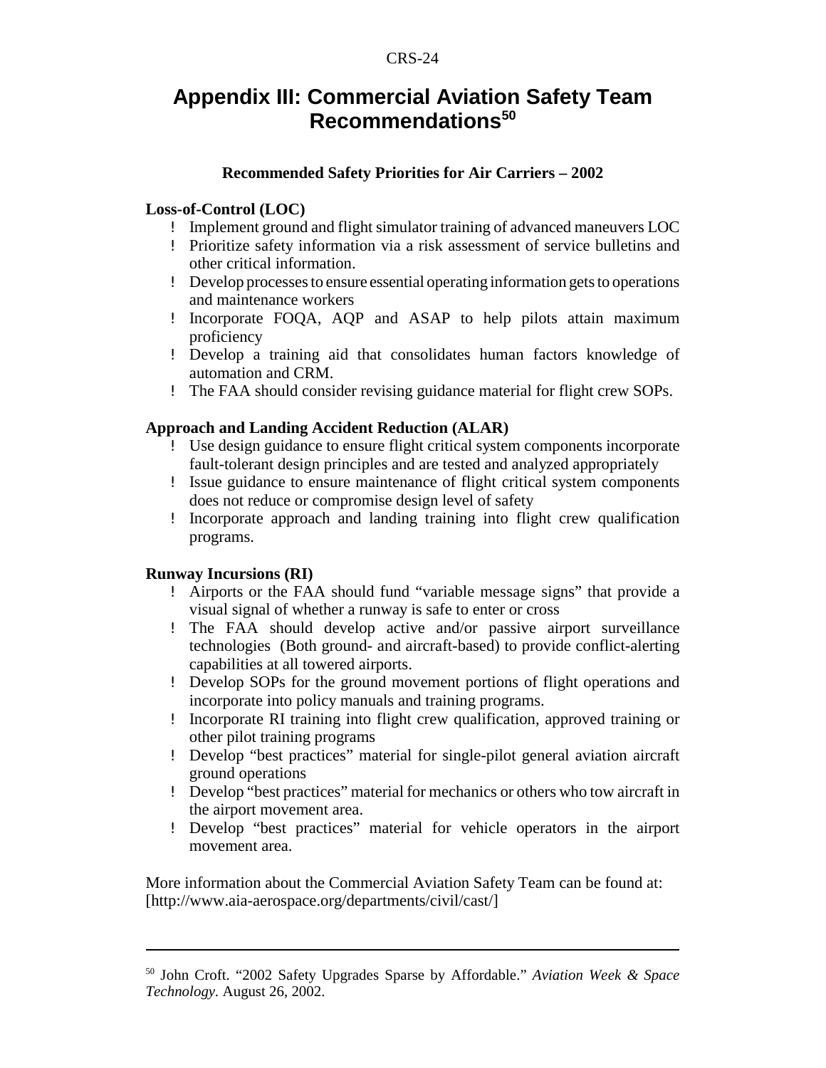# Appendix III: Commercial Aviation Safety Team Recommendations[50]

**Recommended Safety Priorities for Air Carriers – 2002**

**Loss-of-Control (LOC)**

- Implement ground and flight simulator training of advanced maneuvers LOC
- Prioritize safety information via a risk assessment of service bulletins and other critical information.
- Develop processes to ensure essential operating information gets to operations and maintenance workers
- Incorporate FOQA, AQP and ASAP to help pilots attain maximum proficiency
- Develop a training aid that consolidates human factors knowledge of automation and CRM.
- The FAA should consider revising guidance material for flight crew SOPs.

**Approach and Landing Accident Reduction (ALAR)**

- Use design guidance to ensure flight critical system components incorporate fault-tolerant design principles and are tested and analyzed appropriately
- Issue guidance to ensure maintenance of flight critical system components does not reduce or compromise design level of safety
- Incorporate approach and landing training into flight crew qualification programs.

**Runway Incursions (RI)**

- Airports or the FAA should fund "variable message signs" that provide a visual signal of whether a runway is safe to enter or cross
- The FAA should develop active and/or passive airport surveillance technologies (Both ground- and aircraft-based) to provide conflict-alerting capabilities at all towered airports.
- Develop SOPs for the ground movement portions of flight operations and incorporate into policy manuals and training programs.
- Incorporate RI training into flight crew qualification, approved training or other pilot training programs
- Develop "best practices" material for single-pilot general aviation aircraft ground operations
- Develop "best practices" material for mechanics or others who tow aircraft in the airport movement area.
- Develop "best practices" material for vehicle operators in the airport movement area.

More information about the Commercial Aviation Safety Team can be found at: [http://www.aia-aerospace.org/departments/civil/cast/]

---

[50] John Croft. "2002 Safety Upgrades Sparse by Affordable." *Aviation Week & Space Technology*. August 26, 2002.